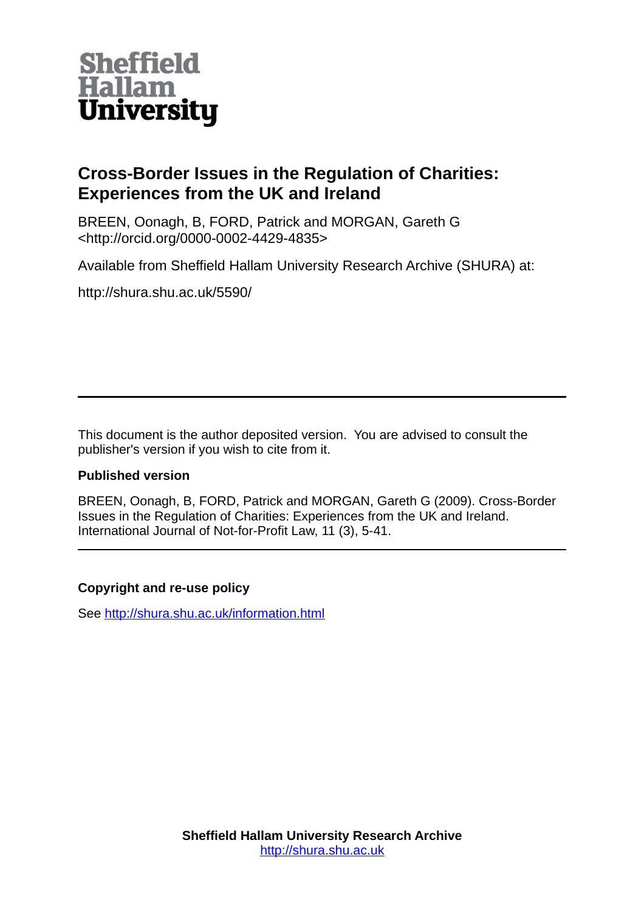Sheffield Hallam University

# Cross-Border Issues in the Regulation of Charities: Experiences from the UK and Ireland

BREEN, Oonagh, B, FORD, Patrick and MORGAN, Gareth G <http://orcid.org/0000-0002-4429-4835>

Available from Sheffield Hallam University Research Archive (SHURA) at:

http://shura.shu.ac.uk/5590/

---

This document is the author deposited version. You are advised to consult the publisher's version if you wish to cite from it.

**Published version**

BREEN, Oonagh, B, FORD, Patrick and MORGAN, Gareth G (2009). Cross-Border Issues in the Regulation of Charities: Experiences from the UK and Ireland. International Journal of Not-for-Profit Law, 11 (3), 5-41.

---

**Copyright and re-use policy**

See http://shura.shu.ac.uk/information.html

**Sheffield Hallam University Research Archive**
http://shura.shu.ac.uk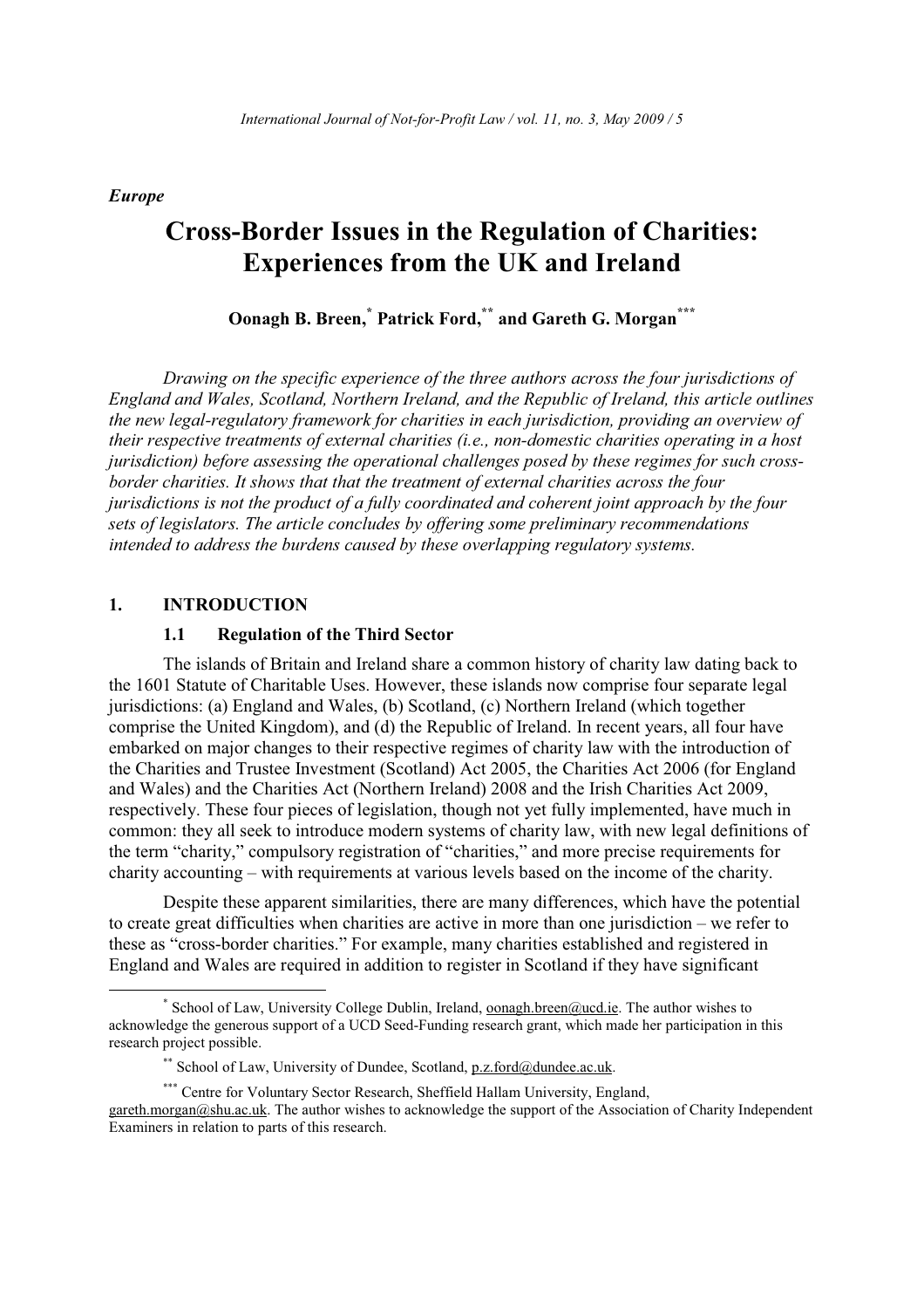*Europe*

# Cross-Border Issues in the Regulation of Charities: Experiences from the UK and Ireland

**Oonagh B. Breen,[*] Patrick Ford,[**] and Gareth G. Morgan[***]**

*Drawing on the specific experience of the three authors across the four jurisdictions of England and Wales, Scotland, Northern Ireland, and the Republic of Ireland, this article outlines the new legal-regulatory framework for charities in each jurisdiction, providing an overview of their respective treatments of external charities (i.e., non-domestic charities operating in a host jurisdiction) before assessing the operational challenges posed by these regimes for such cross-border charities. It shows that that the treatment of external charities across the four jurisdictions is not the product of a fully coordinated and coherent joint approach by the four sets of legislators. The article concludes by offering some preliminary recommendations intended to address the burdens caused by these overlapping regulatory systems.*

## 1. INTRODUCTION

### 1.1 Regulation of the Third Sector

The islands of Britain and Ireland share a common history of charity law dating back to the 1601 Statute of Charitable Uses. However, these islands now comprise four separate legal jurisdictions: (a) England and Wales, (b) Scotland, (c) Northern Ireland (which together comprise the United Kingdom), and (d) the Republic of Ireland. In recent years, all four have embarked on major changes to their respective regimes of charity law with the introduction of the Charities and Trustee Investment (Scotland) Act 2005, the Charities Act 2006 (for England and Wales) and the Charities Act (Northern Ireland) 2008 and the Irish Charities Act 2009, respectively. These four pieces of legislation, though not yet fully implemented, have much in common: they all seek to introduce modern systems of charity law, with new legal definitions of the term "charity," compulsory registration of "charities," and more precise requirements for charity accounting – with requirements at various levels based on the income of the charity.

Despite these apparent similarities, there are many differences, which have the potential to create great difficulties when charities are active in more than one jurisdiction – we refer to these as "cross-border charities." For example, many charities established and registered in England and Wales are required in addition to register in Scotland if they have significant

---

[*] School of Law, University College Dublin, Ireland, oonagh.breen@ucd.ie. The author wishes to acknowledge the generous support of a UCD Seed-Funding research grant, which made her participation in this research project possible.

[**] School of Law, University of Dundee, Scotland, p.z.ford@dundee.ac.uk.

[***] Centre for Voluntary Sector Research, Sheffield Hallam University, England, gareth.morgan@shu.ac.uk. The author wishes to acknowledge the support of the Association of Charity Independent Examiners in relation to parts of this research.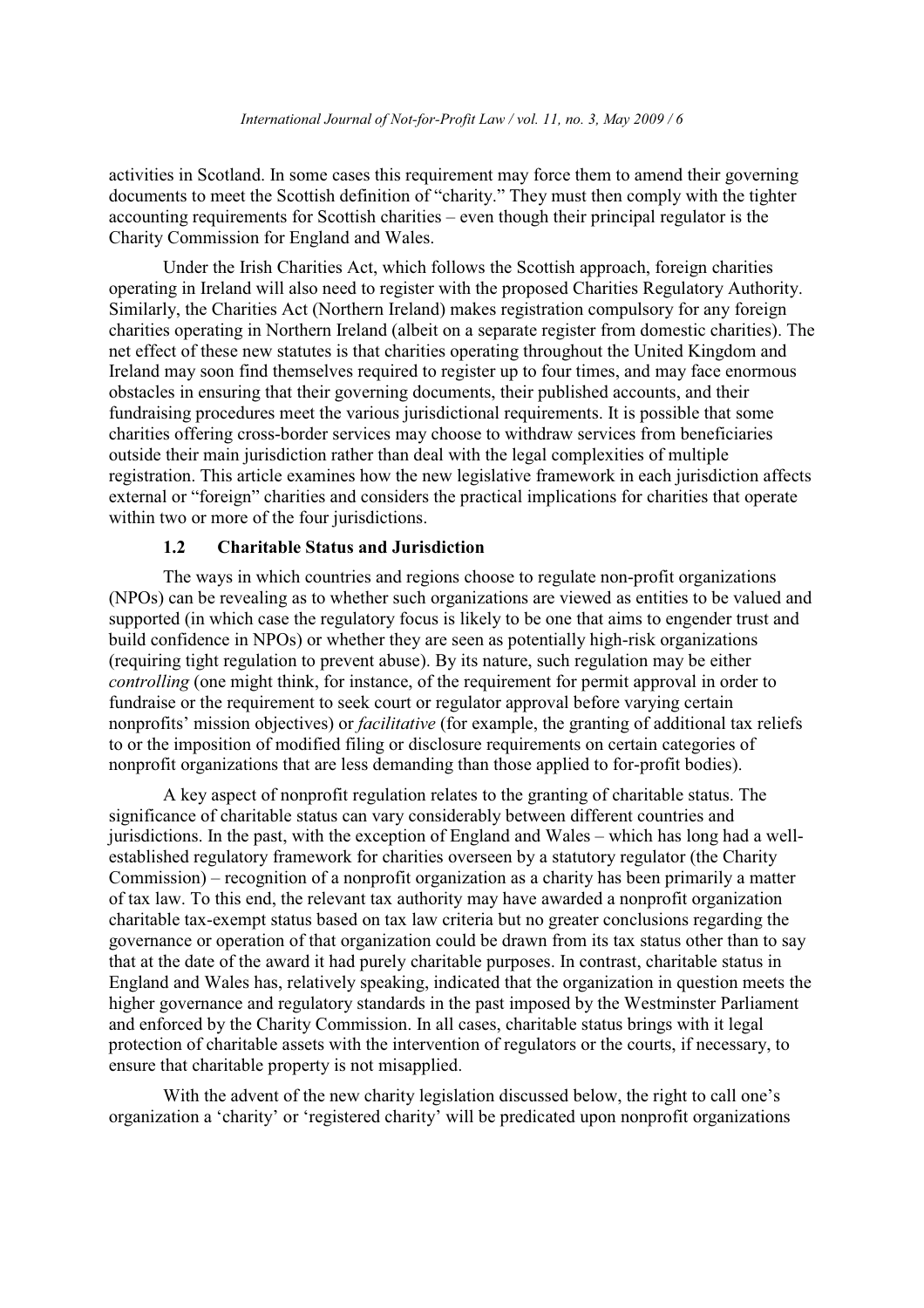activities in Scotland. In some cases this requirement may force them to amend their governing documents to meet the Scottish definition of "charity." They must then comply with the tighter accounting requirements for Scottish charities – even though their principal regulator is the Charity Commission for England and Wales.

Under the Irish Charities Act, which follows the Scottish approach, foreign charities operating in Ireland will also need to register with the proposed Charities Regulatory Authority. Similarly, the Charities Act (Northern Ireland) makes registration compulsory for any foreign charities operating in Northern Ireland (albeit on a separate register from domestic charities). The net effect of these new statutes is that charities operating throughout the United Kingdom and Ireland may soon find themselves required to register up to four times, and may face enormous obstacles in ensuring that their governing documents, their published accounts, and their fundraising procedures meet the various jurisdictional requirements. It is possible that some charities offering cross-border services may choose to withdraw services from beneficiaries outside their main jurisdiction rather than deal with the legal complexities of multiple registration. This article examines how the new legislative framework in each jurisdiction affects external or "foreign" charities and considers the practical implications for charities that operate within two or more of the four jurisdictions.

### 1.2 Charitable Status and Jurisdiction

The ways in which countries and regions choose to regulate non-profit organizations (NPOs) can be revealing as to whether such organizations are viewed as entities to be valued and supported (in which case the regulatory focus is likely to be one that aims to engender trust and build confidence in NPOs) or whether they are seen as potentially high-risk organizations (requiring tight regulation to prevent abuse). By its nature, such regulation may be either *controlling* (one might think, for instance, of the requirement for permit approval in order to fundraise or the requirement to seek court or regulator approval before varying certain nonprofits' mission objectives) or *facilitative* (for example, the granting of additional tax reliefs to or the imposition of modified filing or disclosure requirements on certain categories of nonprofit organizations that are less demanding than those applied to for-profit bodies).

A key aspect of nonprofit regulation relates to the granting of charitable status. The significance of charitable status can vary considerably between different countries and jurisdictions. In the past, with the exception of England and Wales – which has long had a well-established regulatory framework for charities overseen by a statutory regulator (the Charity Commission) – recognition of a nonprofit organization as a charity has been primarily a matter of tax law. To this end, the relevant tax authority may have awarded a nonprofit organization charitable tax-exempt status based on tax law criteria but no greater conclusions regarding the governance or operation of that organization could be drawn from its tax status other than to say that at the date of the award it had purely charitable purposes. In contrast, charitable status in England and Wales has, relatively speaking, indicated that the organization in question meets the higher governance and regulatory standards in the past imposed by the Westminster Parliament and enforced by the Charity Commission. In all cases, charitable status brings with it legal protection of charitable assets with the intervention of regulators or the courts, if necessary, to ensure that charitable property is not misapplied.

With the advent of the new charity legislation discussed below, the right to call one's organization a 'charity' or 'registered charity' will be predicated upon nonprofit organizations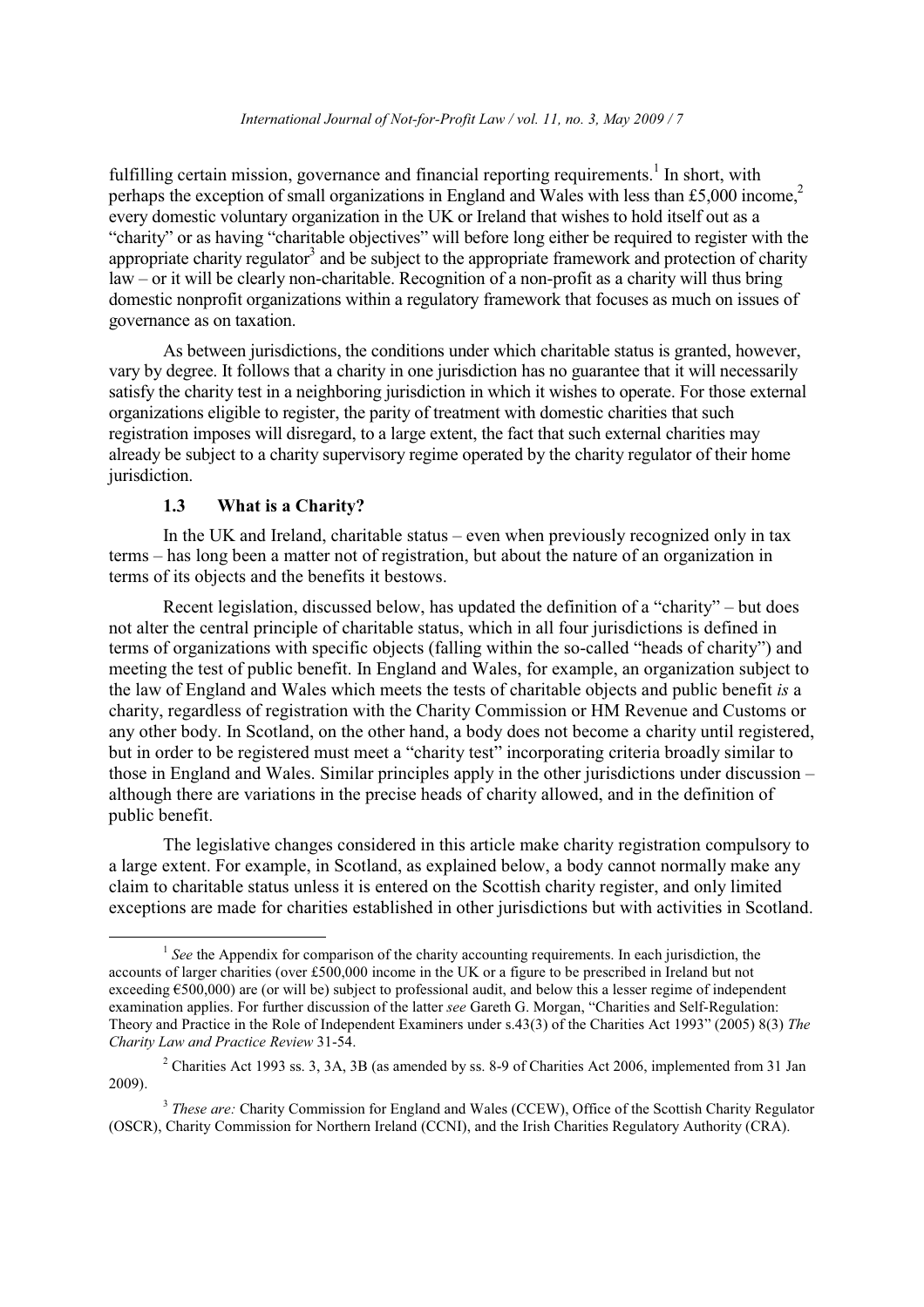fulfilling certain mission, governance and financial reporting requirements.[1] In short, with perhaps the exception of small organizations in England and Wales with less than £5,000 income,[2] every domestic voluntary organization in the UK or Ireland that wishes to hold itself out as a "charity" or as having "charitable objectives" will before long either be required to register with the appropriate charity regulator[3] and be subject to the appropriate framework and protection of charity law – or it will be clearly non-charitable. Recognition of a non-profit as a charity will thus bring domestic nonprofit organizations within a regulatory framework that focuses as much on issues of governance as on taxation.

As between jurisdictions, the conditions under which charitable status is granted, however, vary by degree. It follows that a charity in one jurisdiction has no guarantee that it will necessarily satisfy the charity test in a neighboring jurisdiction in which it wishes to operate. For those external organizations eligible to register, the parity of treatment with domestic charities that such registration imposes will disregard, to a large extent, the fact that such external charities may already be subject to a charity supervisory regime operated by the charity regulator of their home jurisdiction.

### 1.3 What is a Charity?

In the UK and Ireland, charitable status – even when previously recognized only in tax terms – has long been a matter not of registration, but about the nature of an organization in terms of its objects and the benefits it bestows.

Recent legislation, discussed below, has updated the definition of a "charity" – but does not alter the central principle of charitable status, which in all four jurisdictions is defined in terms of organizations with specific objects (falling within the so-called "heads of charity") and meeting the test of public benefit. In England and Wales, for example, an organization subject to the law of England and Wales which meets the tests of charitable objects and public benefit *is* a charity, regardless of registration with the Charity Commission or HM Revenue and Customs or any other body. In Scotland, on the other hand, a body does not become a charity until registered, but in order to be registered must meet a "charity test" incorporating criteria broadly similar to those in England and Wales. Similar principles apply in the other jurisdictions under discussion – although there are variations in the precise heads of charity allowed, and in the definition of public benefit.

The legislative changes considered in this article make charity registration compulsory to a large extent. For example, in Scotland, as explained below, a body cannot normally make any claim to charitable status unless it is entered on the Scottish charity register, and only limited exceptions are made for charities established in other jurisdictions but with activities in Scotland.

---

[1] *See* the Appendix for comparison of the charity accounting requirements. In each jurisdiction, the accounts of larger charities (over £500,000 income in the UK or a figure to be prescribed in Ireland but not exceeding €500,000) are (or will be) subject to professional audit, and below this a lesser regime of independent examination applies. For further discussion of the latter *see* Gareth G. Morgan, "Charities and Self-Regulation: Theory and Practice in the Role of Independent Examiners under s.43(3) of the Charities Act 1993" (2005) 8(3) *The Charity Law and Practice Review* 31-54.

[2] Charities Act 1993 ss. 3, 3A, 3B (as amended by ss. 8-9 of Charities Act 2006, implemented from 31 Jan 2009).

[3] *These are:* Charity Commission for England and Wales (CCEW), Office of the Scottish Charity Regulator (OSCR), Charity Commission for Northern Ireland (CCNI), and the Irish Charities Regulatory Authority (CRA).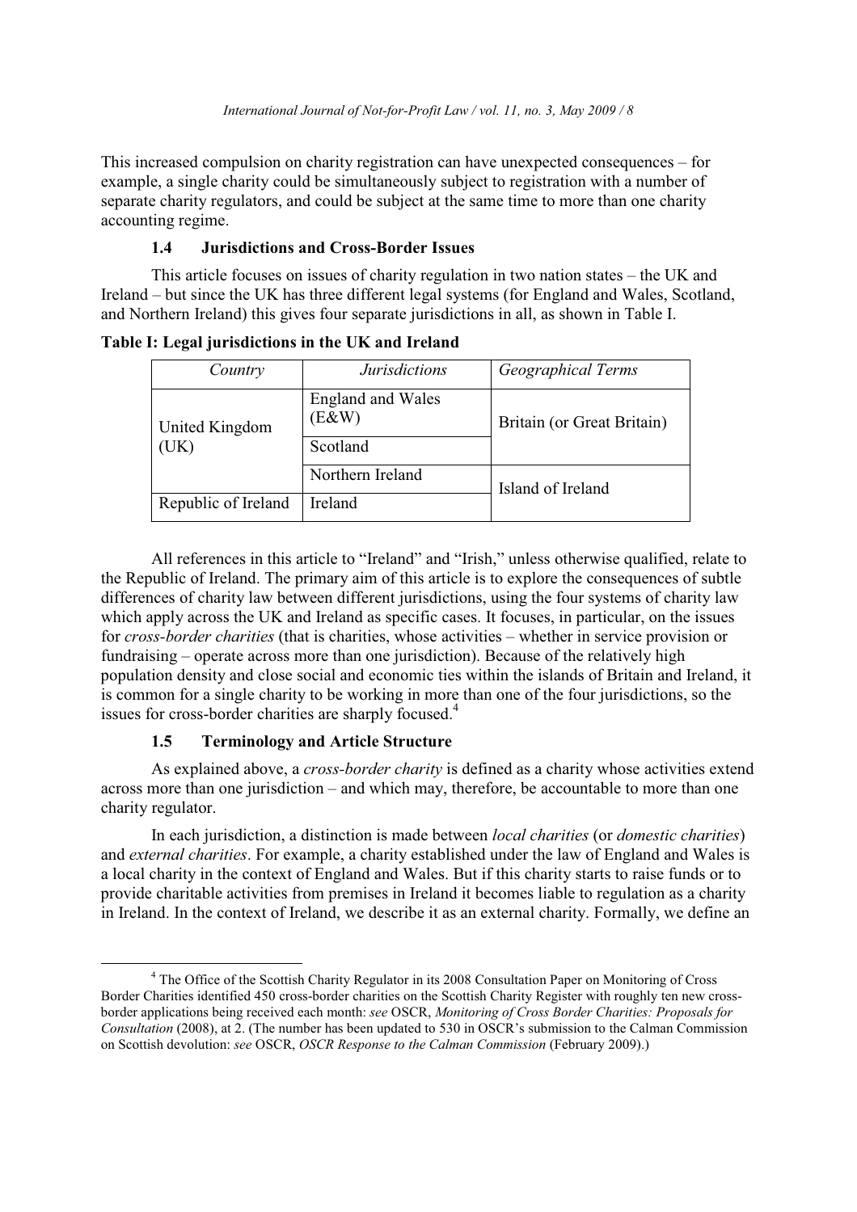This increased compulsion on charity registration can have unexpected consequences – for example, a single charity could be simultaneously subject to registration with a number of separate charity regulators, and could be subject at the same time to more than one charity accounting regime.

### 1.4 Jurisdictions and Cross-Border Issues

This article focuses on issues of charity regulation in two nation states – the UK and Ireland – but since the UK has three different legal systems (for England and Wales, Scotland, and Northern Ireland) this gives four separate jurisdictions in all, as shown in Table I.

**Table I: Legal jurisdictions in the UK and Ireland**

| *Country* | *Jurisdictions* | *Geographical Terms* |
|---|---|---|
| United Kingdom (UK) | England and Wales (E&W) | Britain (or Great Britain) |
| | Scotland | |
| | Northern Ireland | Island of Ireland |
| Republic of Ireland | Ireland | |

All references in this article to "Ireland" and "Irish," unless otherwise qualified, relate to the Republic of Ireland. The primary aim of this article is to explore the consequences of subtle differences of charity law between different jurisdictions, using the four systems of charity law which apply across the UK and Ireland as specific cases. It focuses, in particular, on the issues for *cross-border charities* (that is charities, whose activities – whether in service provision or fundraising – operate across more than one jurisdiction). Because of the relatively high population density and close social and economic ties within the islands of Britain and Ireland, it is common for a single charity to be working in more than one of the four jurisdictions, so the issues for cross-border charities are sharply focused.[4]

### 1.5 Terminology and Article Structure

As explained above, a *cross-border charity* is defined as a charity whose activities extend across more than one jurisdiction – and which may, therefore, be accountable to more than one charity regulator.

In each jurisdiction, a distinction is made between *local charities* (or *domestic charities*) and *external charities*. For example, a charity established under the law of England and Wales is a local charity in the context of England and Wales. But if this charity starts to raise funds or to provide charitable activities from premises in Ireland it becomes liable to regulation as a charity in Ireland. In the context of Ireland, we describe it as an external charity. Formally, we define an

---

[4] The Office of the Scottish Charity Regulator in its 2008 Consultation Paper on Monitoring of Cross Border Charities identified 450 cross-border charities on the Scottish Charity Register with roughly ten new cross-border applications being received each month: *see* OSCR, *Monitoring of Cross Border Charities: Proposals for Consultation* (2008), at 2. (The number has been updated to 530 in OSCR's submission to the Calman Commission on Scottish devolution: *see* OSCR, *OSCR Response to the Calman Commission* (February 2009).)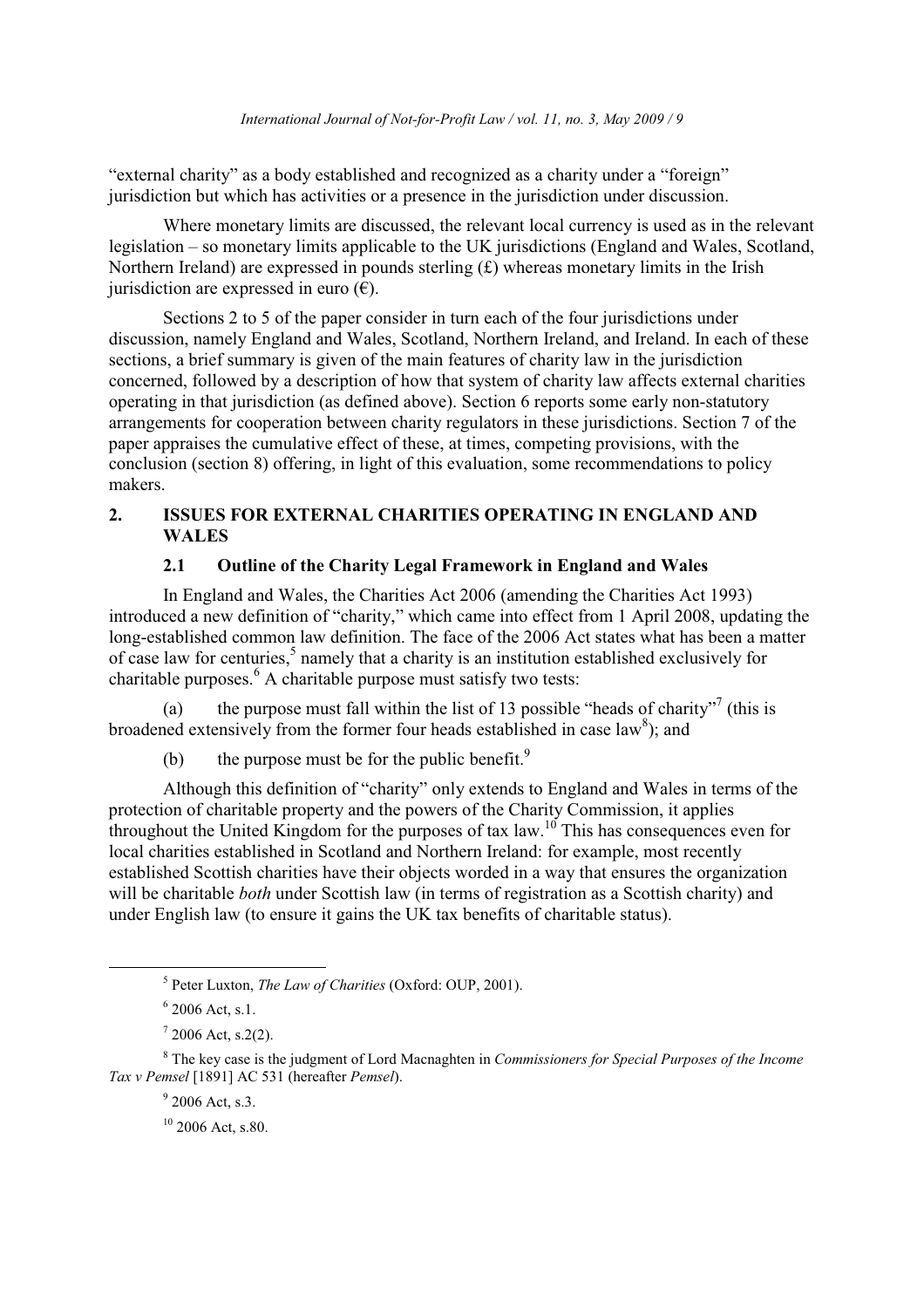"external charity" as a body established and recognized as a charity under a "foreign" jurisdiction but which has activities or a presence in the jurisdiction under discussion.

Where monetary limits are discussed, the relevant local currency is used as in the relevant legislation – so monetary limits applicable to the UK jurisdictions (England and Wales, Scotland, Northern Ireland) are expressed in pounds sterling (£) whereas monetary limits in the Irish jurisdiction are expressed in euro (€).

Sections 2 to 5 of the paper consider in turn each of the four jurisdictions under discussion, namely England and Wales, Scotland, Northern Ireland, and Ireland. In each of these sections, a brief summary is given of the main features of charity law in the jurisdiction concerned, followed by a description of how that system of charity law affects external charities operating in that jurisdiction (as defined above). Section 6 reports some early non-statutory arrangements for cooperation between charity regulators in these jurisdictions. Section 7 of the paper appraises the cumulative effect of these, at times, competing provisions, with the conclusion (section 8) offering, in light of this evaluation, some recommendations to policy makers.

## 2. ISSUES FOR EXTERNAL CHARITIES OPERATING IN ENGLAND AND WALES

### 2.1 Outline of the Charity Legal Framework in England and Wales

In England and Wales, the Charities Act 2006 (amending the Charities Act 1993) introduced a new definition of "charity," which came into effect from 1 April 2008, updating the long-established common law definition. The face of the 2006 Act states what has been a matter of case law for centuries,[5] namely that a charity is an institution established exclusively for charitable purposes.[6] A charitable purpose must satisfy two tests:

(a) the purpose must fall within the list of 13 possible "heads of charity"[7] (this is broadened extensively from the former four heads established in case law[8]); and

(b) the purpose must be for the public benefit.[9]

Although this definition of "charity" only extends to England and Wales in terms of the protection of charitable property and the powers of the Charity Commission, it applies throughout the United Kingdom for the purposes of tax law.[10] This has consequences even for local charities established in Scotland and Northern Ireland: for example, most recently established Scottish charities have their objects worded in a way that ensures the organization will be charitable *both* under Scottish law (in terms of registration as a Scottish charity) and under English law (to ensure it gains the UK tax benefits of charitable status).

---

[5] Peter Luxton, *The Law of Charities* (Oxford: OUP, 2001).

[6] 2006 Act, s.1.

[7] 2006 Act, s.2(2).

[8] The key case is the judgment of Lord Macnaghten in *Commissioners for Special Purposes of the Income Tax v Pemsel* [1891] AC 531 (hereafter *Pemsel*).

[9] 2006 Act, s.3.

[10] 2006 Act, s.80.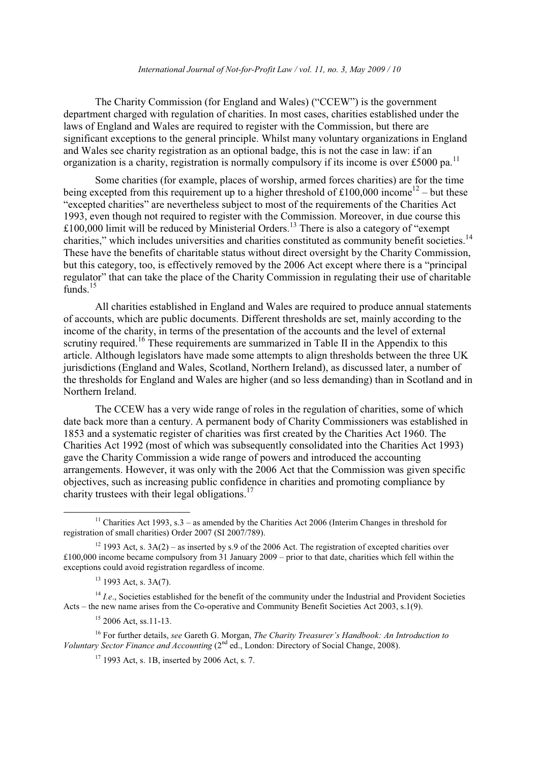The Charity Commission (for England and Wales) ("CCEW") is the government department charged with regulation of charities. In most cases, charities established under the laws of England and Wales are required to register with the Commission, but there are significant exceptions to the general principle. Whilst many voluntary organizations in England and Wales see charity registration as an optional badge, this is not the case in law: if an organization is a charity, registration is normally compulsory if its income is over £5000 pa.[11]

Some charities (for example, places of worship, armed forces charities) are for the time being excepted from this requirement up to a higher threshold of £100,000 income[12] – but these "excepted charities" are nevertheless subject to most of the requirements of the Charities Act 1993, even though not required to register with the Commission. Moreover, in due course this £100,000 limit will be reduced by Ministerial Orders.[13] There is also a category of "exempt charities," which includes universities and charities constituted as community benefit societies.[14] These have the benefits of charitable status without direct oversight by the Charity Commission, but this category, too, is effectively removed by the 2006 Act except where there is a "principal regulator" that can take the place of the Charity Commission in regulating their use of charitable funds.[15]

All charities established in England and Wales are required to produce annual statements of accounts, which are public documents. Different thresholds are set, mainly according to the income of the charity, in terms of the presentation of the accounts and the level of external scrutiny required.[16] These requirements are summarized in Table II in the Appendix to this article. Although legislators have made some attempts to align thresholds between the three UK jurisdictions (England and Wales, Scotland, Northern Ireland), as discussed later, a number of the thresholds for England and Wales are higher (and so less demanding) than in Scotland and in Northern Ireland.

The CCEW has a very wide range of roles in the regulation of charities, some of which date back more than a century. A permanent body of Charity Commissioners was established in 1853 and a systematic register of charities was first created by the Charities Act 1960. The Charities Act 1992 (most of which was subsequently consolidated into the Charities Act 1993) gave the Charity Commission a wide range of powers and introduced the accounting arrangements. However, it was only with the 2006 Act that the Commission was given specific objectives, such as increasing public confidence in charities and promoting compliance by charity trustees with their legal obligations.[17]

---

[11] Charities Act 1993, s.3 – as amended by the Charities Act 2006 (Interim Changes in threshold for registration of small charities) Order 2007 (SI 2007/789).

[12] 1993 Act, s. 3A(2) – as inserted by s.9 of the 2006 Act. The registration of excepted charities over £100,000 income became compulsory from 31 January 2009 – prior to that date, charities which fell within the exceptions could avoid registration regardless of income.

[13] 1993 Act, s. 3A(7).

[14] *I.e*., Societies established for the benefit of the community under the Industrial and Provident Societies Acts – the new name arises from the Co-operative and Community Benefit Societies Act 2003, s.1(9).

[15] 2006 Act, ss.11-13.

[16] For further details, *see* Gareth G. Morgan, *The Charity Treasurer's Handbook: An Introduction to Voluntary Sector Finance and Accounting* (2nd ed., London: Directory of Social Change, 2008).

[17] 1993 Act, s. 1B, inserted by 2006 Act, s. 7.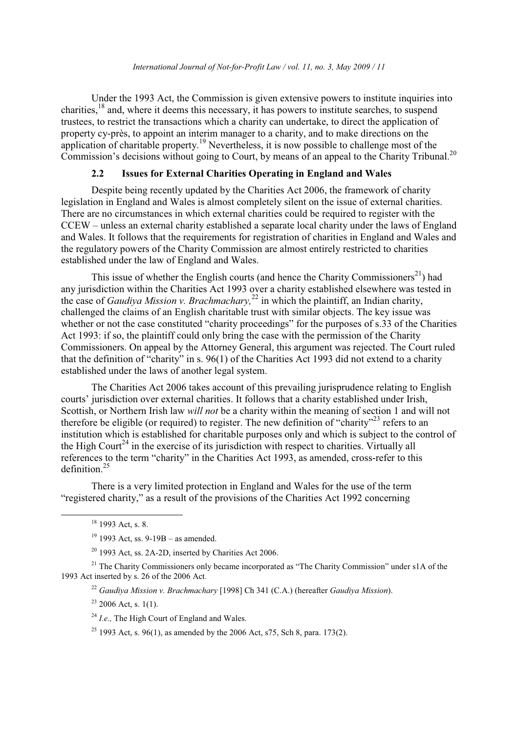Under the 1993 Act, the Commission is given extensive powers to institute inquiries into charities,[18] and, where it deems this necessary, it has powers to institute searches, to suspend trustees, to restrict the transactions which a charity can undertake, to direct the application of property cy-près, to appoint an interim manager to a charity, and to make directions on the application of charitable property.[19] Nevertheless, it is now possible to challenge most of the Commission's decisions without going to Court, by means of an appeal to the Charity Tribunal.[20]

### 2.2 Issues for External Charities Operating in England and Wales

Despite being recently updated by the Charities Act 2006, the framework of charity legislation in England and Wales is almost completely silent on the issue of external charities. There are no circumstances in which external charities could be required to register with the CCEW – unless an external charity established a separate local charity under the laws of England and Wales. It follows that the requirements for registration of charities in England and Wales and the regulatory powers of the Charity Commission are almost entirely restricted to charities established under the law of England and Wales.

This issue of whether the English courts (and hence the Charity Commissioners[21]) had any jurisdiction within the Charities Act 1993 over a charity established elsewhere was tested in the case of *Gaudiya Mission v. Brachmachary,*[22] in which the plaintiff, an Indian charity, challenged the claims of an English charitable trust with similar objects. The key issue was whether or not the case constituted "charity proceedings" for the purposes of s.33 of the Charities Act 1993: if so, the plaintiff could only bring the case with the permission of the Charity Commissioners. On appeal by the Attorney General, this argument was rejected. The Court ruled that the definition of "charity" in s. 96(1) of the Charities Act 1993 did not extend to a charity established under the laws of another legal system.

The Charities Act 2006 takes account of this prevailing jurisprudence relating to English courts' jurisdiction over external charities. It follows that a charity established under Irish, Scottish, or Northern Irish law *will not* be a charity within the meaning of section 1 and will not therefore be eligible (or required) to register. The new definition of "charity"[23] refers to an institution which is established for charitable purposes only and which is subject to the control of the High Court[24] in the exercise of its jurisdiction with respect to charities. Virtually all references to the term "charity" in the Charities Act 1993, as amended, cross-refer to this definition.[25]

There is a very limited protection in England and Wales for the use of the term "registered charity," as a result of the provisions of the Charities Act 1992 concerning

---

[18] 1993 Act, s. 8.

[19] 1993 Act, ss. 9-19B – as amended.

[20] 1993 Act, ss. 2A-2D, inserted by Charities Act 2006.

[21] The Charity Commissioners only became incorporated as "The Charity Commission" under s1A of the 1993 Act inserted by s. 26 of the 2006 Act.

[22] *Gaudiya Mission v. Brachmachary* [1998] Ch 341 (C.A.) (hereafter *Gaudiya Mission*).

[23] 2006 Act, s. 1(1).

[24] *I.e.,* The High Court of England and Wales.

[25] 1993 Act, s. 96(1), as amended by the 2006 Act, s75, Sch 8, para. 173(2).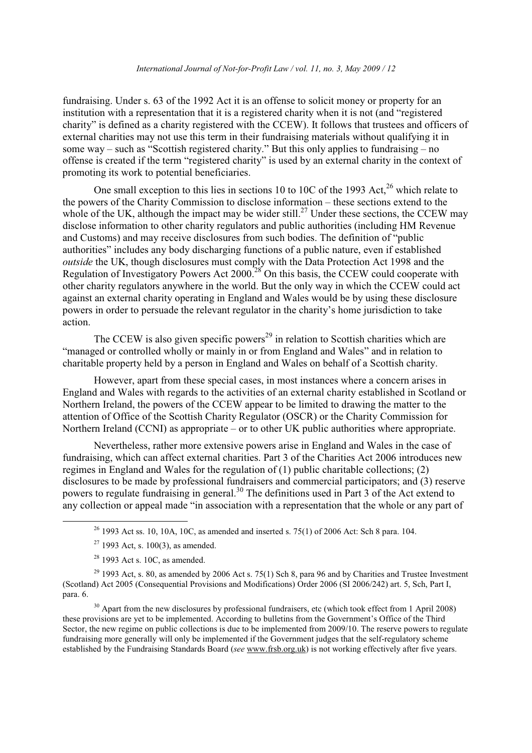fundraising. Under s. 63 of the 1992 Act it is an offense to solicit money or property for an institution with a representation that it is a registered charity when it is not (and "registered charity" is defined as a charity registered with the CCEW). It follows that trustees and officers of external charities may not use this term in their fundraising materials without qualifying it in some way – such as "Scottish registered charity." But this only applies to fundraising – no offense is created if the term "registered charity" is used by an external charity in the context of promoting its work to potential beneficiaries.

One small exception to this lies in sections 10 to 10C of the 1993 Act,[26] which relate to the powers of the Charity Commission to disclose information – these sections extend to the whole of the UK, although the impact may be wider still.[27] Under these sections, the CCEW may disclose information to other charity regulators and public authorities (including HM Revenue and Customs) and may receive disclosures from such bodies. The definition of "public authorities" includes any body discharging functions of a public nature, even if established *outside* the UK, though disclosures must comply with the Data Protection Act 1998 and the Regulation of Investigatory Powers Act 2000.[28] On this basis, the CCEW could cooperate with other charity regulators anywhere in the world. But the only way in which the CCEW could act against an external charity operating in England and Wales would be by using these disclosure powers in order to persuade the relevant regulator in the charity's home jurisdiction to take action.

The CCEW is also given specific powers[29] in relation to Scottish charities which are "managed or controlled wholly or mainly in or from England and Wales" and in relation to charitable property held by a person in England and Wales on behalf of a Scottish charity.

However, apart from these special cases, in most instances where a concern arises in England and Wales with regards to the activities of an external charity established in Scotland or Northern Ireland, the powers of the CCEW appear to be limited to drawing the matter to the attention of Office of the Scottish Charity Regulator (OSCR) or the Charity Commission for Northern Ireland (CCNI) as appropriate – or to other UK public authorities where appropriate.

Nevertheless, rather more extensive powers arise in England and Wales in the case of fundraising, which can affect external charities. Part 3 of the Charities Act 2006 introduces new regimes in England and Wales for the regulation of (1) public charitable collections; (2) disclosures to be made by professional fundraisers and commercial participators; and (3) reserve powers to regulate fundraising in general.[30] The definitions used in Part 3 of the Act extend to any collection or appeal made "in association with a representation that the whole or any part of

---

[26] 1993 Act ss. 10, 10A, 10C, as amended and inserted s. 75(1) of 2006 Act: Sch 8 para. 104.

[27] 1993 Act, s. 100(3), as amended.

[28] 1993 Act s. 10C, as amended.

[29] 1993 Act, s. 80, as amended by 2006 Act s. 75(1) Sch 8, para 96 and by Charities and Trustee Investment (Scotland) Act 2005 (Consequential Provisions and Modifications) Order 2006 (SI 2006/242) art. 5, Sch, Part I, para. 6.

[30] Apart from the new disclosures by professional fundraisers, etc (which took effect from 1 April 2008) these provisions are yet to be implemented. According to bulletins from the Government's Office of the Third Sector, the new regime on public collections is due to be implemented from 2009/10. The reserve powers to regulate fundraising more generally will only be implemented if the Government judges that the self-regulatory scheme established by the Fundraising Standards Board (*see* www.frsb.org.uk) is not working effectively after five years.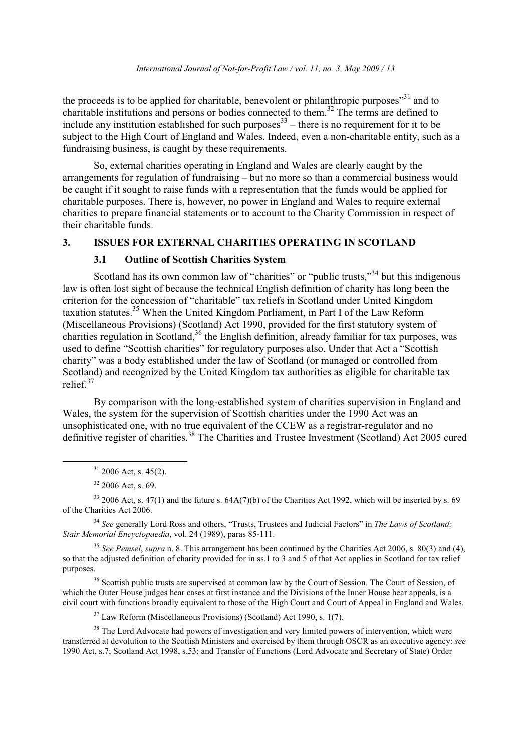the proceeds is to be applied for charitable, benevolent or philanthropic purposes"[31] and to charitable institutions and persons or bodies connected to them.[32] The terms are defined to include any institution established for such purposes[33] – there is no requirement for it to be subject to the High Court of England and Wales. Indeed, even a non-charitable entity, such as a fundraising business, is caught by these requirements.

So, external charities operating in England and Wales are clearly caught by the arrangements for regulation of fundraising – but no more so than a commercial business would be caught if it sought to raise funds with a representation that the funds would be applied for charitable purposes. There is, however, no power in England and Wales to require external charities to prepare financial statements or to account to the Charity Commission in respect of their charitable funds.

## 3. ISSUES FOR EXTERNAL CHARITIES OPERATING IN SCOTLAND

### 3.1 Outline of Scottish Charities System

Scotland has its own common law of "charities" or "public trusts,"[34] but this indigenous law is often lost sight of because the technical English definition of charity has long been the criterion for the concession of "charitable" tax reliefs in Scotland under United Kingdom taxation statutes.[35] When the United Kingdom Parliament, in Part I of the Law Reform (Miscellaneous Provisions) (Scotland) Act 1990, provided for the first statutory system of charities regulation in Scotland,[36] the English definition, already familiar for tax purposes, was used to define "Scottish charities" for regulatory purposes also. Under that Act a "Scottish charity" was a body established under the law of Scotland (or managed or controlled from Scotland) and recognized by the United Kingdom tax authorities as eligible for charitable tax relief.[37]

By comparison with the long-established system of charities supervision in England and Wales, the system for the supervision of Scottish charities under the 1990 Act was an unsophisticated one, with no true equivalent of the CCEW as a registrar-regulator and no definitive register of charities.[38] The Charities and Trustee Investment (Scotland) Act 2005 cured

---

[31] 2006 Act, s. 45(2).

[32] 2006 Act, s. 69.

[33] 2006 Act, s. 47(1) and the future s. 64A(7)(b) of the Charities Act 1992, which will be inserted by s. 69 of the Charities Act 2006.

[34] *See* generally Lord Ross and others, "Trusts, Trustees and Judicial Factors" in *The Laws of Scotland: Stair Memorial Encyclopaedia*, vol. 24 (1989), paras 85-111.

[35] *See Pemsel*, *supra* n. 8. This arrangement has been continued by the Charities Act 2006, s. 80(3) and (4), so that the adjusted definition of charity provided for in ss.1 to 3 and 5 of that Act applies in Scotland for tax relief purposes.

[36] Scottish public trusts are supervised at common law by the Court of Session. The Court of Session, of which the Outer House judges hear cases at first instance and the Divisions of the Inner House hear appeals, is a civil court with functions broadly equivalent to those of the High Court and Court of Appeal in England and Wales.

[37] Law Reform (Miscellaneous Provisions) (Scotland) Act 1990, s. 1(7).

[38] The Lord Advocate had powers of investigation and very limited powers of intervention, which were transferred at devolution to the Scottish Ministers and exercised by them through OSCR as an executive agency: *see* 1990 Act, s.7; Scotland Act 1998, s.53; and Transfer of Functions (Lord Advocate and Secretary of State) Order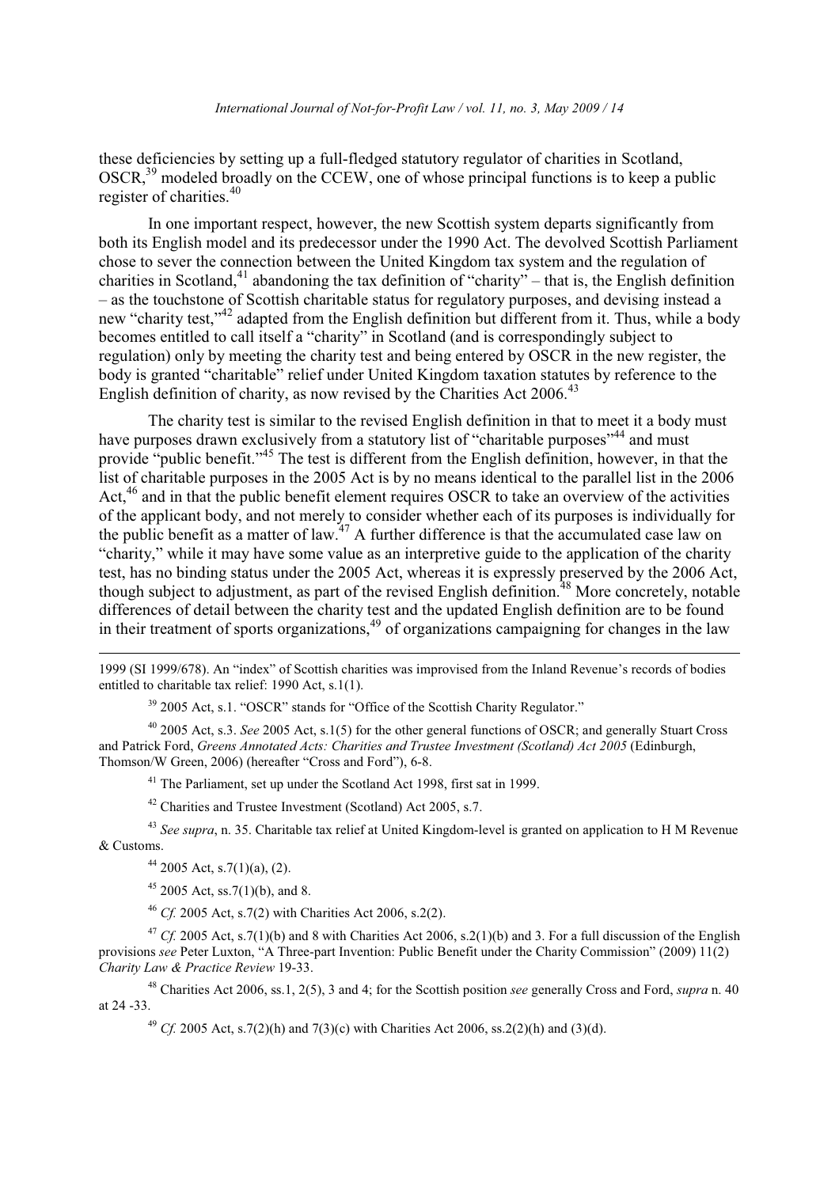these deficiencies by setting up a full-fledged statutory regulator of charities in Scotland, OSCR,[39] modeled broadly on the CCEW, one of whose principal functions is to keep a public register of charities.[40]

In one important respect, however, the new Scottish system departs significantly from both its English model and its predecessor under the 1990 Act. The devolved Scottish Parliament chose to sever the connection between the United Kingdom tax system and the regulation of charities in Scotland,[41] abandoning the tax definition of "charity" – that is, the English definition – as the touchstone of Scottish charitable status for regulatory purposes, and devising instead a new "charity test,"[42] adapted from the English definition but different from it. Thus, while a body becomes entitled to call itself a "charity" in Scotland (and is correspondingly subject to regulation) only by meeting the charity test and being entered by OSCR in the new register, the body is granted "charitable" relief under United Kingdom taxation statutes by reference to the English definition of charity, as now revised by the Charities Act 2006.[43]

The charity test is similar to the revised English definition in that to meet it a body must have purposes drawn exclusively from a statutory list of "charitable purposes"[44] and must provide "public benefit."[45] The test is different from the English definition, however, in that the list of charitable purposes in the 2005 Act is by no means identical to the parallel list in the 2006 Act,[46] and in that the public benefit element requires OSCR to take an overview of the activities of the applicant body, and not merely to consider whether each of its purposes is individually for the public benefit as a matter of law.[47] A further difference is that the accumulated case law on "charity," while it may have some value as an interpretive guide to the application of the charity test, has no binding status under the 2005 Act, whereas it is expressly preserved by the 2006 Act, though subject to adjustment, as part of the revised English definition.[48] More concretely, notable differences of detail between the charity test and the updated English definition are to be found in their treatment of sports organizations,[49] of organizations campaigning for changes in the law

---

1999 (SI 1999/678). An "index" of Scottish charities was improvised from the Inland Revenue's records of bodies entitled to charitable tax relief: 1990 Act, s.1(1).

[39] 2005 Act, s.1. "OSCR" stands for "Office of the Scottish Charity Regulator."

[40] 2005 Act, s.3. *See* 2005 Act, s.1(5) for the other general functions of OSCR; and generally Stuart Cross and Patrick Ford, *Greens Annotated Acts: Charities and Trustee Investment (Scotland) Act 2005* (Edinburgh, Thomson/W Green, 2006) (hereafter "Cross and Ford"), 6-8.

[41] The Parliament, set up under the Scotland Act 1998, first sat in 1999.

[42] Charities and Trustee Investment (Scotland) Act 2005, s.7.

[43] *See supra*, n. 35. Charitable tax relief at United Kingdom-level is granted on application to H M Revenue & Customs.

[44] 2005 Act, s.7(1)(a), (2).

[45] 2005 Act, ss.7(1)(b), and 8.

[46] *Cf.* 2005 Act, s.7(2) with Charities Act 2006, s.2(2).

[47] *Cf.* 2005 Act, s.7(1)(b) and 8 with Charities Act 2006, s.2(1)(b) and 3. For a full discussion of the English provisions *see* Peter Luxton, "A Three-part Invention: Public Benefit under the Charity Commission" (2009) 11(2) *Charity Law & Practice Review* 19-33.

[48] Charities Act 2006, ss.1, 2(5), 3 and 4; for the Scottish position *see* generally Cross and Ford, *supra* n. 40 at 24 -33.

[49] *Cf.* 2005 Act, s.7(2)(h) and 7(3)(c) with Charities Act 2006, ss.2(2)(h) and (3)(d).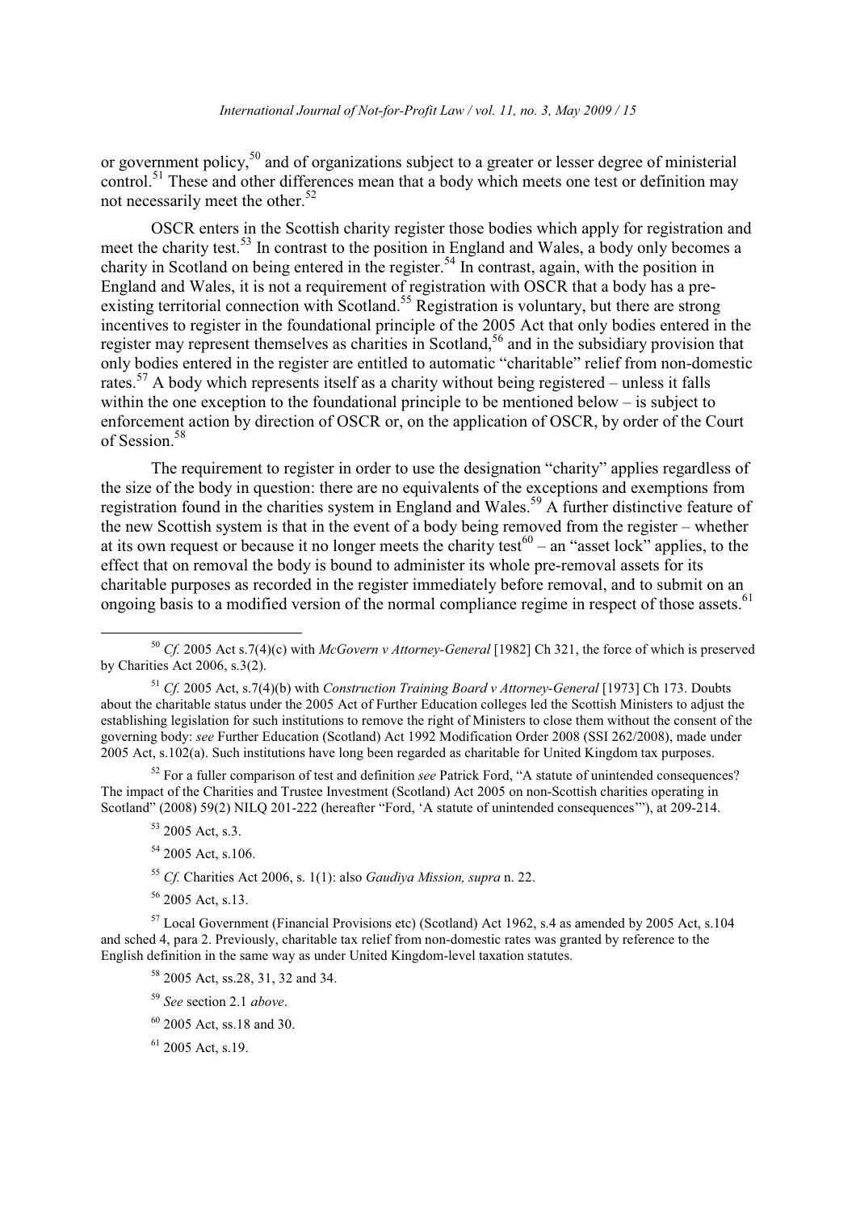or government policy,[50] and of organizations subject to a greater or lesser degree of ministerial control.[51] These and other differences mean that a body which meets one test or definition may not necessarily meet the other.[52]

OSCR enters in the Scottish charity register those bodies which apply for registration and meet the charity test.[53] In contrast to the position in England and Wales, a body only becomes a charity in Scotland on being entered in the register.[54] In contrast, again, with the position in England and Wales, it is not a requirement of registration with OSCR that a body has a pre-existing territorial connection with Scotland.[55] Registration is voluntary, but there are strong incentives to register in the foundational principle of the 2005 Act that only bodies entered in the register may represent themselves as charities in Scotland,[56] and in the subsidiary provision that only bodies entered in the register are entitled to automatic "charitable" relief from non-domestic rates.[57] A body which represents itself as a charity without being registered – unless it falls within the one exception to the foundational principle to be mentioned below – is subject to enforcement action by direction of OSCR or, on the application of OSCR, by order of the Court of Session.[58]

The requirement to register in order to use the designation "charity" applies regardless of the size of the body in question: there are no equivalents of the exceptions and exemptions from registration found in the charities system in England and Wales.[59] A further distinctive feature of the new Scottish system is that in the event of a body being removed from the register – whether at its own request or because it no longer meets the charity test[60] – an "asset lock" applies, to the effect that on removal the body is bound to administer its whole pre-removal assets for its charitable purposes as recorded in the register immediately before removal, and to submit on an ongoing basis to a modified version of the normal compliance regime in respect of those assets.[61]

---

[50] *Cf.* 2005 Act s.7(4)(c) with *McGovern v Attorney-General* [1982] Ch 321, the force of which is preserved by Charities Act 2006, s.3(2).

[51] *Cf.* 2005 Act, s.7(4)(b) with *Construction Training Board v Attorney-General* [1973] Ch 173. Doubts about the charitable status under the 2005 Act of Further Education colleges led the Scottish Ministers to adjust the establishing legislation for such institutions to remove the right of Ministers to close them without the consent of the governing body: *see* Further Education (Scotland) Act 1992 Modification Order 2008 (SSI 262/2008), made under 2005 Act, s.102(a). Such institutions have long been regarded as charitable for United Kingdom tax purposes.

[52] For a fuller comparison of test and definition *see* Patrick Ford, "A statute of unintended consequences? The impact of the Charities and Trustee Investment (Scotland) Act 2005 on non-Scottish charities operating in Scotland" (2008) 59(2) NILQ 201-222 (hereafter "Ford, 'A statute of unintended consequences'"), at 209-214.

[53] 2005 Act, s.3.

[54] 2005 Act, s.106.

[55] *Cf.* Charities Act 2006, s. 1(1): also *Gaudiya Mission, supra* n. 22.

[56] 2005 Act, s.13.

[57] Local Government (Financial Provisions etc) (Scotland) Act 1962, s.4 as amended by 2005 Act, s.104 and sched 4, para 2. Previously, charitable tax relief from non-domestic rates was granted by reference to the English definition in the same way as under United Kingdom-level taxation statutes.

[58] 2005 Act, ss.28, 31, 32 and 34.

[59] *See* section 2.1 *above*.

[60] 2005 Act, ss.18 and 30.

[61] 2005 Act, s.19.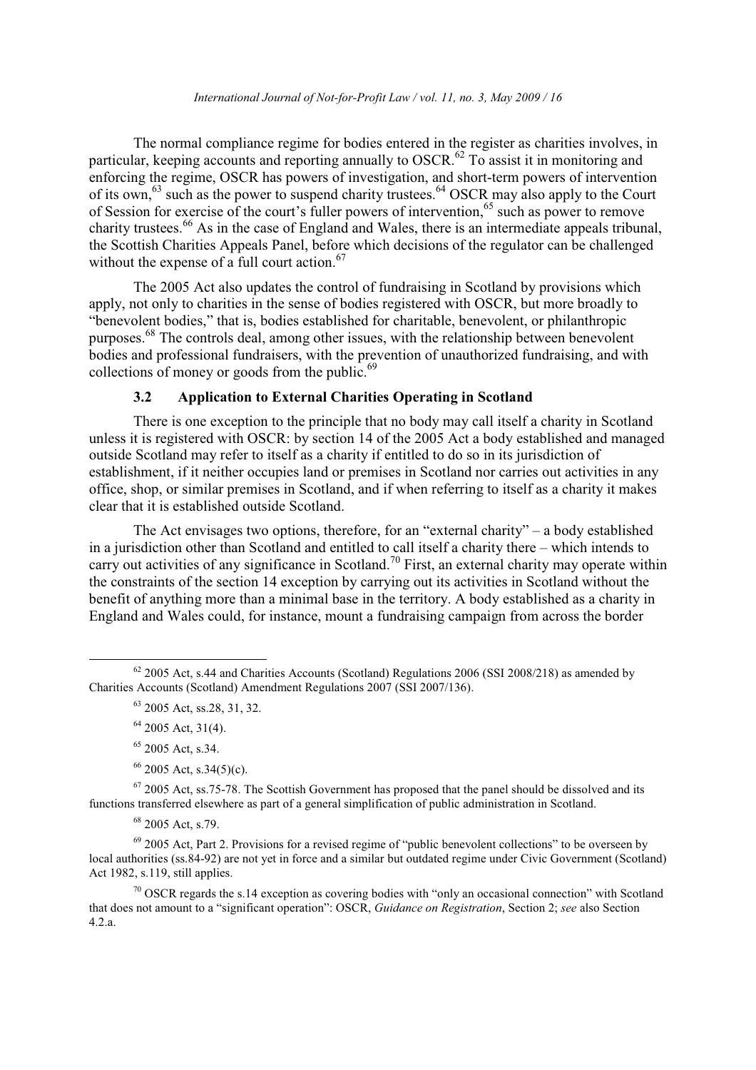The normal compliance regime for bodies entered in the register as charities involves, in particular, keeping accounts and reporting annually to OSCR.[62] To assist it in monitoring and enforcing the regime, OSCR has powers of investigation, and short-term powers of intervention of its own,[63] such as the power to suspend charity trustees.[64] OSCR may also apply to the Court of Session for exercise of the court's fuller powers of intervention,[65] such as power to remove charity trustees.[66] As in the case of England and Wales, there is an intermediate appeals tribunal, the Scottish Charities Appeals Panel, before which decisions of the regulator can be challenged without the expense of a full court action.[67]

The 2005 Act also updates the control of fundraising in Scotland by provisions which apply, not only to charities in the sense of bodies registered with OSCR, but more broadly to "benevolent bodies," that is, bodies established for charitable, benevolent, or philanthropic purposes.[68] The controls deal, among other issues, with the relationship between benevolent bodies and professional fundraisers, with the prevention of unauthorized fundraising, and with collections of money or goods from the public.[69]

### 3.2 Application to External Charities Operating in Scotland

There is one exception to the principle that no body may call itself a charity in Scotland unless it is registered with OSCR: by section 14 of the 2005 Act a body established and managed outside Scotland may refer to itself as a charity if entitled to do so in its jurisdiction of establishment, if it neither occupies land or premises in Scotland nor carries out activities in any office, shop, or similar premises in Scotland, and if when referring to itself as a charity it makes clear that it is established outside Scotland.

The Act envisages two options, therefore, for an "external charity" – a body established in a jurisdiction other than Scotland and entitled to call itself a charity there – which intends to carry out activities of any significance in Scotland.[70] First, an external charity may operate within the constraints of the section 14 exception by carrying out its activities in Scotland without the benefit of anything more than a minimal base in the territory. A body established as a charity in England and Wales could, for instance, mount a fundraising campaign from across the border

---

[62] 2005 Act, s.44 and Charities Accounts (Scotland) Regulations 2006 (SSI 2008/218) as amended by Charities Accounts (Scotland) Amendment Regulations 2007 (SSI 2007/136).

[63] 2005 Act, ss.28, 31, 32.

[64] 2005 Act, 31(4).

[65] 2005 Act, s.34.

[66] 2005 Act, s.34(5)(c).

[67] 2005 Act, ss.75-78. The Scottish Government has proposed that the panel should be dissolved and its functions transferred elsewhere as part of a general simplification of public administration in Scotland.

[68] 2005 Act, s.79.

[69] 2005 Act, Part 2. Provisions for a revised regime of "public benevolent collections" to be overseen by local authorities (ss.84-92) are not yet in force and a similar but outdated regime under Civic Government (Scotland) Act 1982, s.119, still applies.

[70] OSCR regards the s.14 exception as covering bodies with "only an occasional connection" with Scotland that does not amount to a "significant operation": OSCR, *Guidance on Registration*, Section 2; *see* also Section 4.2.a.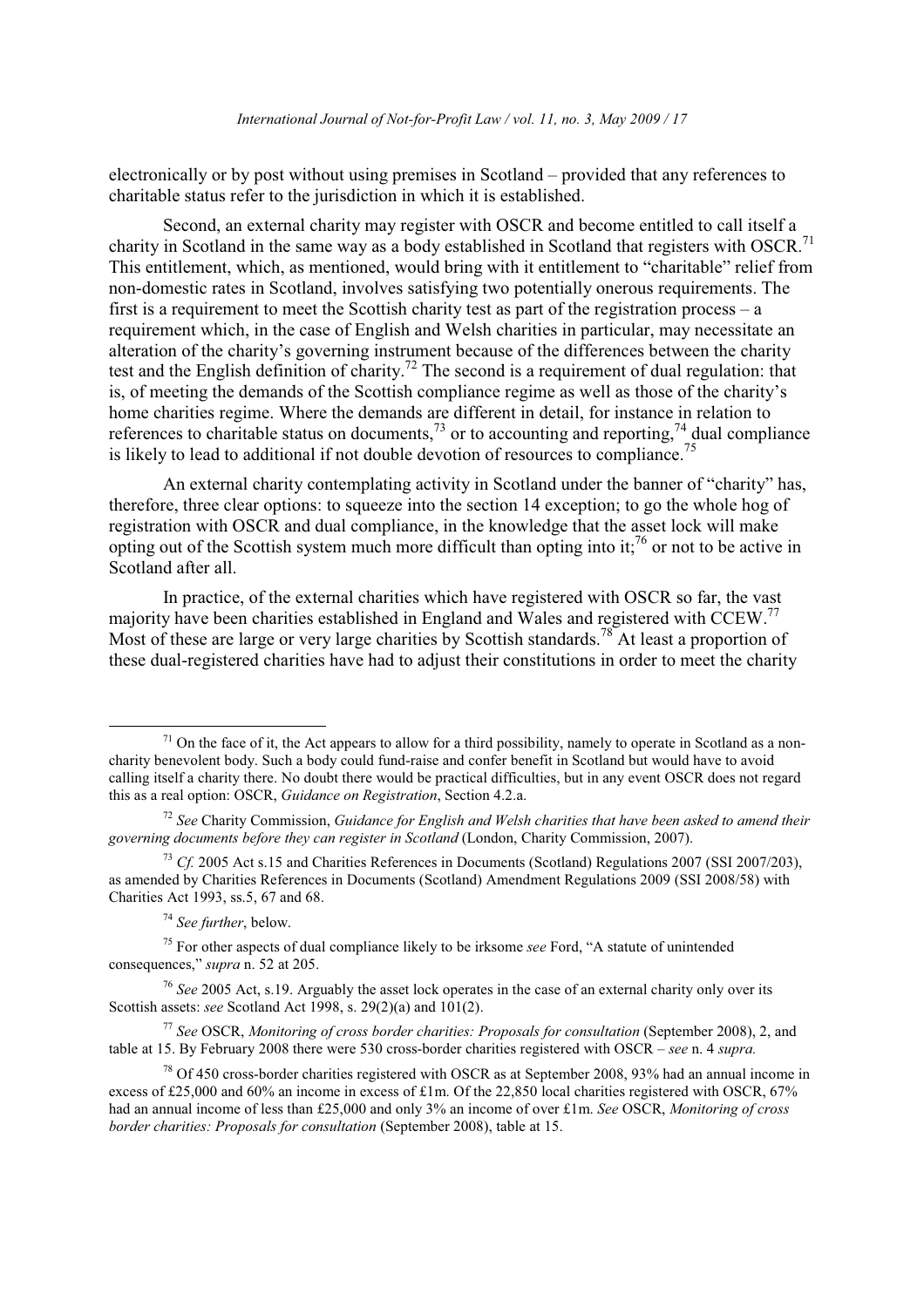electronically or by post without using premises in Scotland – provided that any references to charitable status refer to the jurisdiction in which it is established.

Second, an external charity may register with OSCR and become entitled to call itself a charity in Scotland in the same way as a body established in Scotland that registers with OSCR.[71] This entitlement, which, as mentioned, would bring with it entitlement to "charitable" relief from non-domestic rates in Scotland, involves satisfying two potentially onerous requirements. The first is a requirement to meet the Scottish charity test as part of the registration process – a requirement which, in the case of English and Welsh charities in particular, may necessitate an alteration of the charity's governing instrument because of the differences between the charity test and the English definition of charity.[72] The second is a requirement of dual regulation: that is, of meeting the demands of the Scottish compliance regime as well as those of the charity's home charities regime. Where the demands are different in detail, for instance in relation to references to charitable status on documents,[73] or to accounting and reporting,[74] dual compliance is likely to lead to additional if not double devotion of resources to compliance.[75]

An external charity contemplating activity in Scotland under the banner of "charity" has, therefore, three clear options: to squeeze into the section 14 exception; to go the whole hog of registration with OSCR and dual compliance, in the knowledge that the asset lock will make opting out of the Scottish system much more difficult than opting into it;[76] or not to be active in Scotland after all.

In practice, of the external charities which have registered with OSCR so far, the vast majority have been charities established in England and Wales and registered with CCEW.[77] Most of these are large or very large charities by Scottish standards.[78] At least a proportion of these dual-registered charities have had to adjust their constitutions in order to meet the charity

---

[71] On the face of it, the Act appears to allow for a third possibility, namely to operate in Scotland as a non-charity benevolent body. Such a body could fund-raise and confer benefit in Scotland but would have to avoid calling itself a charity there. No doubt there would be practical difficulties, but in any event OSCR does not regard this as a real option: OSCR, *Guidance on Registration*, Section 4.2.a.

[72] *See* Charity Commission, *Guidance for English and Welsh charities that have been asked to amend their governing documents before they can register in Scotland* (London, Charity Commission, 2007).

[73] *Cf.* 2005 Act s.15 and Charities References in Documents (Scotland) Regulations 2007 (SSI 2007/203), as amended by Charities References in Documents (Scotland) Amendment Regulations 2009 (SSI 2008/58) with Charities Act 1993, ss.5, 67 and 68.

[74] *See further*, below.

[75] For other aspects of dual compliance likely to be irksome *see* Ford, "A statute of unintended consequences," *supra* n. 52 at 205.

[76] *See* 2005 Act, s.19. Arguably the asset lock operates in the case of an external charity only over its Scottish assets: *see* Scotland Act 1998, s. 29(2)(a) and 101(2).

[77] *See* OSCR, *Monitoring of cross border charities: Proposals for consultation* (September 2008), 2, and table at 15. By February 2008 there were 530 cross-border charities registered with OSCR – *see* n. 4 *supra.*

[78] Of 450 cross-border charities registered with OSCR as at September 2008, 93% had an annual income in excess of £25,000 and 60% an income in excess of £1m. Of the 22,850 local charities registered with OSCR, 67% had an annual income of less than £25,000 and only 3% an income of over £1m. *See* OSCR, *Monitoring of cross border charities: Proposals for consultation* (September 2008), table at 15.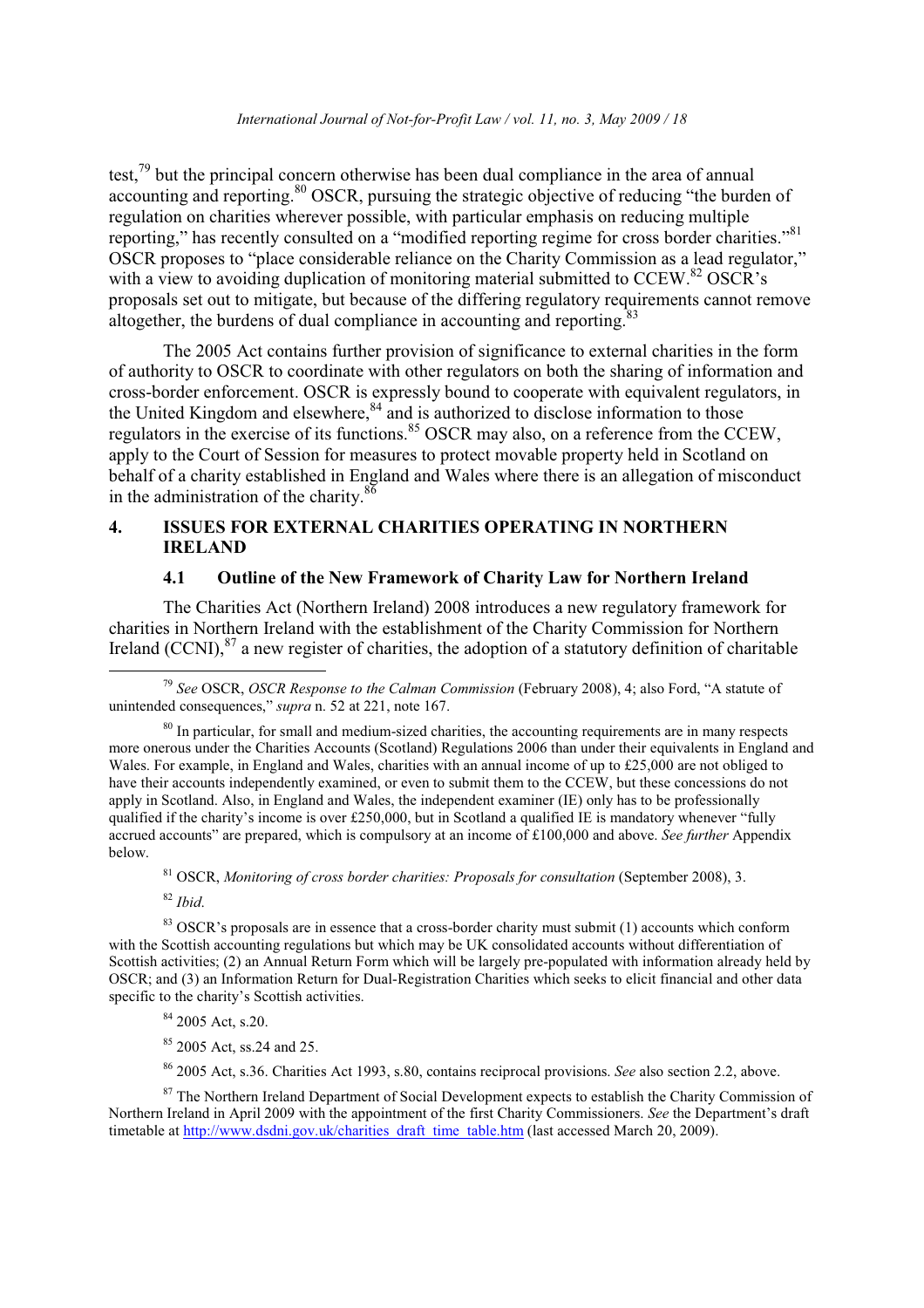test,[79] but the principal concern otherwise has been dual compliance in the area of annual accounting and reporting.[80] OSCR, pursuing the strategic objective of reducing "the burden of regulation on charities wherever possible, with particular emphasis on reducing multiple reporting," has recently consulted on a "modified reporting regime for cross border charities."[81] OSCR proposes to "place considerable reliance on the Charity Commission as a lead regulator," with a view to avoiding duplication of monitoring material submitted to CCEW.[82] OSCR's proposals set out to mitigate, but because of the differing regulatory requirements cannot remove altogether, the burdens of dual compliance in accounting and reporting.[83]

The 2005 Act contains further provision of significance to external charities in the form of authority to OSCR to coordinate with other regulators on both the sharing of information and cross-border enforcement. OSCR is expressly bound to cooperate with equivalent regulators, in the United Kingdom and elsewhere,[84] and is authorized to disclose information to those regulators in the exercise of its functions.[85] OSCR may also, on a reference from the CCEW, apply to the Court of Session for measures to protect movable property held in Scotland on behalf of a charity established in England and Wales where there is an allegation of misconduct in the administration of the charity.[86]

## 4. ISSUES FOR EXTERNAL CHARITIES OPERATING IN NORTHERN IRELAND

### 4.1 Outline of the New Framework of Charity Law for Northern Ireland

The Charities Act (Northern Ireland) 2008 introduces a new regulatory framework for charities in Northern Ireland with the establishment of the Charity Commission for Northern Ireland (CCNI),[87] a new register of charities, the adoption of a statutory definition of charitable

---

[79] *See* OSCR, *OSCR Response to the Calman Commission* (February 2008), 4; also Ford, "A statute of unintended consequences," *supra* n. 52 at 221, note 167.

[80] In particular, for small and medium-sized charities, the accounting requirements are in many respects more onerous under the Charities Accounts (Scotland) Regulations 2006 than under their equivalents in England and Wales. For example, in England and Wales, charities with an annual income of up to £25,000 are not obliged to have their accounts independently examined, or even to submit them to the CCEW, but these concessions do not apply in Scotland. Also, in England and Wales, the independent examiner (IE) only has to be professionally qualified if the charity's income is over £250,000, but in Scotland a qualified IE is mandatory whenever "fully accrued accounts" are prepared, which is compulsory at an income of £100,000 and above. *See further* Appendix below.

[81] OSCR, *Monitoring of cross border charities: Proposals for consultation* (September 2008), 3.

[82] *Ibid.*

[83] OSCR's proposals are in essence that a cross-border charity must submit (1) accounts which conform with the Scottish accounting regulations but which may be UK consolidated accounts without differentiation of Scottish activities; (2) an Annual Return Form which will be largely pre-populated with information already held by OSCR; and (3) an Information Return for Dual-Registration Charities which seeks to elicit financial and other data specific to the charity's Scottish activities.

[84] 2005 Act, s.20.

[85] 2005 Act, ss.24 and 25.

[86] 2005 Act, s.36. Charities Act 1993, s.80, contains reciprocal provisions. *See* also section 2.2, above.

[87] The Northern Ireland Department of Social Development expects to establish the Charity Commission of Northern Ireland in April 2009 with the appointment of the first Charity Commissioners. *See* the Department's draft timetable at http://www.dsdni.gov.uk/charities_draft_time_table.htm (last accessed March 20, 2009).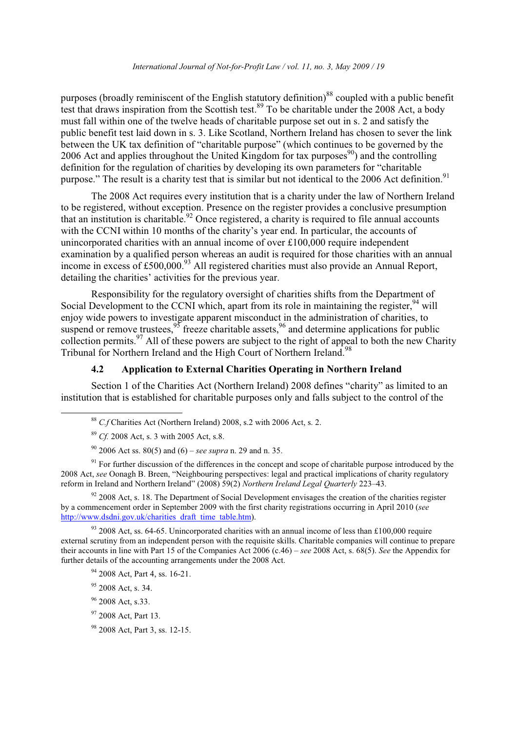purposes (broadly reminiscent of the English statutory definition)[88] coupled with a public benefit test that draws inspiration from the Scottish test.[89] To be charitable under the 2008 Act, a body must fall within one of the twelve heads of charitable purpose set out in s. 2 and satisfy the public benefit test laid down in s. 3. Like Scotland, Northern Ireland has chosen to sever the link between the UK tax definition of "charitable purpose" (which continues to be governed by the 2006 Act and applies throughout the United Kingdom for tax purposes[90]) and the controlling definition for the regulation of charities by developing its own parameters for "charitable purpose." The result is a charity test that is similar but not identical to the 2006 Act definition.[91]

The 2008 Act requires every institution that is a charity under the law of Northern Ireland to be registered, without exception. Presence on the register provides a conclusive presumption that an institution is charitable.[92] Once registered, a charity is required to file annual accounts with the CCNI within 10 months of the charity's year end. In particular, the accounts of unincorporated charities with an annual income of over £100,000 require independent examination by a qualified person whereas an audit is required for those charities with an annual income in excess of £500,000.[93] All registered charities must also provide an Annual Report, detailing the charities' activities for the previous year.

Responsibility for the regulatory oversight of charities shifts from the Department of Social Development to the CCNI which, apart from its role in maintaining the register,[94] will enjoy wide powers to investigate apparent misconduct in the administration of charities, to suspend or remove trustees,[95] freeze charitable assets,[96] and determine applications for public collection permits.[97] All of these powers are subject to the right of appeal to both the new Charity Tribunal for Northern Ireland and the High Court of Northern Ireland.[98]

### 4.2 Application to External Charities Operating in Northern Ireland

Section 1 of the Charities Act (Northern Ireland) 2008 defines "charity" as limited to an institution that is established for charitable purposes only and falls subject to the control of the

---

[88] *C.f* Charities Act (Northern Ireland) 2008, s.2 with 2006 Act, s. 2.

[89] *Cf.* 2008 Act, s. 3 with 2005 Act, s.8.

[90] 2006 Act ss. 80(5) and (6) – *see supra* n. 29 and n. 35.

[91] For further discussion of the differences in the concept and scope of charitable purpose introduced by the 2008 Act, *see* Oonagh B. Breen, "Neighbouring perspectives: legal and practical implications of charity regulatory reform in Ireland and Northern Ireland" (2008) 59(2) *Northern Ireland Legal Quarterly* 223–43.

[92] 2008 Act, s. 18. The Department of Social Development envisages the creation of the charities register by a commencement order in September 2009 with the first charity registrations occurring in April 2010 (*see* http://www.dsdni.gov.uk/charities_draft_time_table.htm).

[93] 2008 Act, ss. 64-65. Unincorporated charities with an annual income of less than £100,000 require external scrutiny from an independent person with the requisite skills. Charitable companies will continue to prepare their accounts in line with Part 15 of the Companies Act 2006 (c.46) – *see* 2008 Act, s. 68(5). *See* the Appendix for further details of the accounting arrangements under the 2008 Act.

[94] 2008 Act, Part 4, ss. 16-21.

[95] 2008 Act, s. 34.

[96] 2008 Act, s.33.

[97] 2008 Act, Part 13.

[98] 2008 Act, Part 3, ss. 12-15.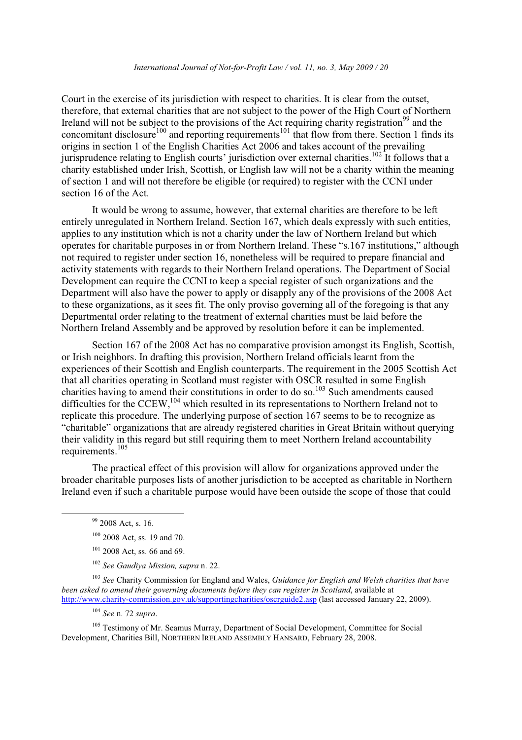Court in the exercise of its jurisdiction with respect to charities. It is clear from the outset, therefore, that external charities that are not subject to the power of the High Court of Northern Ireland will not be subject to the provisions of the Act requiring charity registration[99] and the concomitant disclosure[100] and reporting requirements[101] that flow from there. Section 1 finds its origins in section 1 of the English Charities Act 2006 and takes account of the prevailing jurisprudence relating to English courts' jurisdiction over external charities.[102] It follows that a charity established under Irish, Scottish, or English law will not be a charity within the meaning of section 1 and will not therefore be eligible (or required) to register with the CCNI under section 16 of the Act.

It would be wrong to assume, however, that external charities are therefore to be left entirely unregulated in Northern Ireland. Section 167, which deals expressly with such entities, applies to any institution which is not a charity under the law of Northern Ireland but which operates for charitable purposes in or from Northern Ireland. These "s.167 institutions," although not required to register under section 16, nonetheless will be required to prepare financial and activity statements with regards to their Northern Ireland operations. The Department of Social Development can require the CCNI to keep a special register of such organizations and the Department will also have the power to apply or disapply any of the provisions of the 2008 Act to these organizations, as it sees fit. The only proviso governing all of the foregoing is that any Departmental order relating to the treatment of external charities must be laid before the Northern Ireland Assembly and be approved by resolution before it can be implemented.

Section 167 of the 2008 Act has no comparative provision amongst its English, Scottish, or Irish neighbors. In drafting this provision, Northern Ireland officials learnt from the experiences of their Scottish and English counterparts. The requirement in the 2005 Scottish Act that all charities operating in Scotland must register with OSCR resulted in some English charities having to amend their constitutions in order to do so.[103] Such amendments caused difficulties for the CCEW,[104] which resulted in its representations to Northern Ireland not to replicate this procedure. The underlying purpose of section 167 seems to be to recognize as "charitable" organizations that are already registered charities in Great Britain without querying their validity in this regard but still requiring them to meet Northern Ireland accountability requirements.[105]

The practical effect of this provision will allow for organizations approved under the broader charitable purposes lists of another jurisdiction to be accepted as charitable in Northern Ireland even if such a charitable purpose would have been outside the scope of those that could

---

[99] 2008 Act, s. 16.

[100] 2008 Act, ss. 19 and 70.

[101] 2008 Act, ss. 66 and 69.

[102] *See Gaudiya Mission, supra* n. 22.

[103] *See* Charity Commission for England and Wales, *Guidance for English and Welsh charities that have been asked to amend their governing documents before they can register in Scotland*, available at http://www.charity-commission.gov.uk/supportingcharities/oscrguide2.asp (last accessed January 22, 2009).

[104] *See* n. 72 *supra*.

[105] Testimony of Mr. Seamus Murray, Department of Social Development, Committee for Social Development, Charities Bill, NORTHERN IRELAND ASSEMBLY HANSARD, February 28, 2008.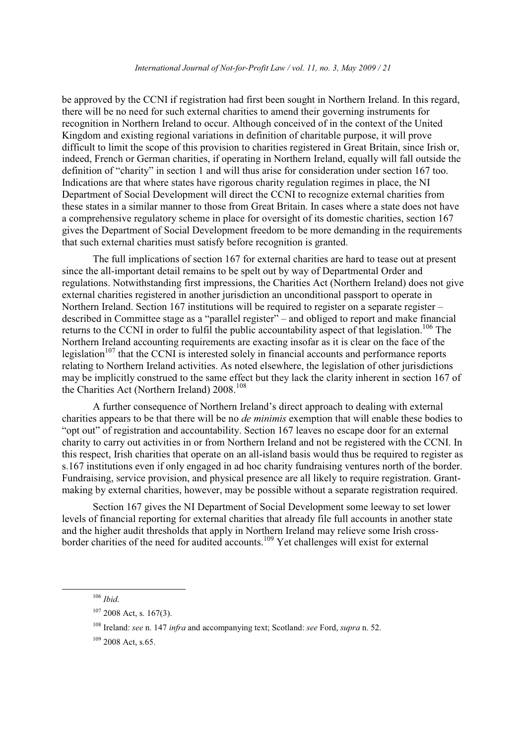be approved by the CCNI if registration had first been sought in Northern Ireland. In this regard, there will be no need for such external charities to amend their governing instruments for recognition in Northern Ireland to occur. Although conceived of in the context of the United Kingdom and existing regional variations in definition of charitable purpose, it will prove difficult to limit the scope of this provision to charities registered in Great Britain, since Irish or, indeed, French or German charities, if operating in Northern Ireland, equally will fall outside the definition of "charity" in section 1 and will thus arise for consideration under section 167 too. Indications are that where states have rigorous charity regulation regimes in place, the NI Department of Social Development will direct the CCNI to recognize external charities from these states in a similar manner to those from Great Britain. In cases where a state does not have a comprehensive regulatory scheme in place for oversight of its domestic charities, section 167 gives the Department of Social Development freedom to be more demanding in the requirements that such external charities must satisfy before recognition is granted.

The full implications of section 167 for external charities are hard to tease out at present since the all-important detail remains to be spelt out by way of Departmental Order and regulations. Notwithstanding first impressions, the Charities Act (Northern Ireland) does not give external charities registered in another jurisdiction an unconditional passport to operate in Northern Ireland. Section 167 institutions will be required to register on a separate register – described in Committee stage as a "parallel register" – and obliged to report and make financial returns to the CCNI in order to fulfil the public accountability aspect of that legislation.[106] The Northern Ireland accounting requirements are exacting insofar as it is clear on the face of the legislation[107] that the CCNI is interested solely in financial accounts and performance reports relating to Northern Ireland activities. As noted elsewhere, the legislation of other jurisdictions may be implicitly construed to the same effect but they lack the clarity inherent in section 167 of the Charities Act (Northern Ireland) 2008.[108]

A further consequence of Northern Ireland's direct approach to dealing with external charities appears to be that there will be no *de minimis* exemption that will enable these bodies to "opt out" of registration and accountability. Section 167 leaves no escape door for an external charity to carry out activities in or from Northern Ireland and not be registered with the CCNI. In this respect, Irish charities that operate on an all-island basis would thus be required to register as s.167 institutions even if only engaged in ad hoc charity fundraising ventures north of the border. Fundraising, service provision, and physical presence are all likely to require registration. Grant-making by external charities, however, may be possible without a separate registration required.

Section 167 gives the NI Department of Social Development some leeway to set lower levels of financial reporting for external charities that already file full accounts in another state and the higher audit thresholds that apply in Northern Ireland may relieve some Irish cross-border charities of the need for audited accounts.[109] Yet challenges will exist for external

---

[106] *Ibid*.

[107] 2008 Act, s. 167(3).

[108] Ireland: *see* n. 147 *infra* and accompanying text; Scotland: *see* Ford, *supra* n. 52.

[109] 2008 Act, s.65.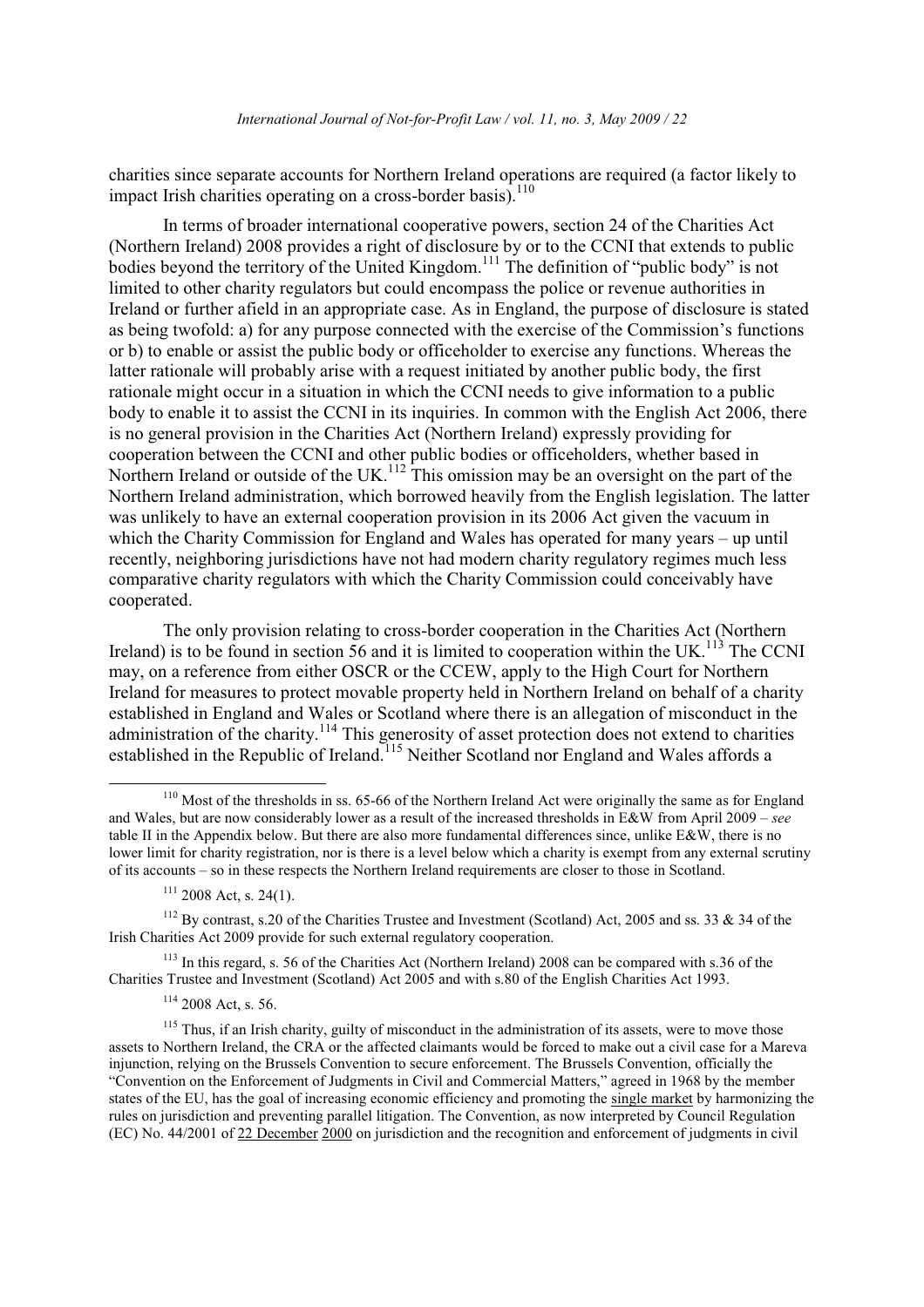charities since separate accounts for Northern Ireland operations are required (a factor likely to impact Irish charities operating on a cross-border basis).[110]

In terms of broader international cooperative powers, section 24 of the Charities Act (Northern Ireland) 2008 provides a right of disclosure by or to the CCNI that extends to public bodies beyond the territory of the United Kingdom.[111] The definition of "public body" is not limited to other charity regulators but could encompass the police or revenue authorities in Ireland or further afield in an appropriate case. As in England, the purpose of disclosure is stated as being twofold: a) for any purpose connected with the exercise of the Commission's functions or b) to enable or assist the public body or officeholder to exercise any functions. Whereas the latter rationale will probably arise with a request initiated by another public body, the first rationale might occur in a situation in which the CCNI needs to give information to a public body to enable it to assist the CCNI in its inquiries. In common with the English Act 2006, there is no general provision in the Charities Act (Northern Ireland) expressly providing for cooperation between the CCNI and other public bodies or officeholders, whether based in Northern Ireland or outside of the UK.[112] This omission may be an oversight on the part of the Northern Ireland administration, which borrowed heavily from the English legislation. The latter was unlikely to have an external cooperation provision in its 2006 Act given the vacuum in which the Charity Commission for England and Wales has operated for many years – up until recently, neighboring jurisdictions have not had modern charity regulatory regimes much less comparative charity regulators with which the Charity Commission could conceivably have cooperated.

The only provision relating to cross-border cooperation in the Charities Act (Northern Ireland) is to be found in section 56 and it is limited to cooperation within the UK.[113] The CCNI may, on a reference from either OSCR or the CCEW, apply to the High Court for Northern Ireland for measures to protect movable property held in Northern Ireland on behalf of a charity established in England and Wales or Scotland where there is an allegation of misconduct in the administration of the charity.[114] This generosity of asset protection does not extend to charities established in the Republic of Ireland.[115] Neither Scotland nor England and Wales affords a

---

[110] Most of the thresholds in ss. 65-66 of the Northern Ireland Act were originally the same as for England and Wales, but are now considerably lower as a result of the increased thresholds in E&W from April 2009 – *see* table II in the Appendix below. But there are also more fundamental differences since, unlike E&W, there is no lower limit for charity registration, nor is there is a level below which a charity is exempt from any external scrutiny of its accounts – so in these respects the Northern Ireland requirements are closer to those in Scotland.

[111] 2008 Act, s. 24(1).

[112] By contrast, s.20 of the Charities Trustee and Investment (Scotland) Act, 2005 and ss. 33 & 34 of the Irish Charities Act 2009 provide for such external regulatory cooperation.

[113] In this regard, s. 56 of the Charities Act (Northern Ireland) 2008 can be compared with s.36 of the Charities Trustee and Investment (Scotland) Act 2005 and with s.80 of the English Charities Act 1993.

[114] 2008 Act, s. 56.

[115] Thus, if an Irish charity, guilty of misconduct in the administration of its assets, were to move those assets to Northern Ireland, the CRA or the affected claimants would be forced to make out a civil case for a Mareva injunction, relying on the Brussels Convention to secure enforcement. The Brussels Convention, officially the "Convention on the Enforcement of Judgments in Civil and Commercial Matters," agreed in 1968 by the member states of the EU, has the goal of increasing economic efficiency and promoting the single market by harmonizing the rules on jurisdiction and preventing parallel litigation. The Convention, as now interpreted by Council Regulation (EC) No. 44/2001 of 22 December 2000 on jurisdiction and the recognition and enforcement of judgments in civil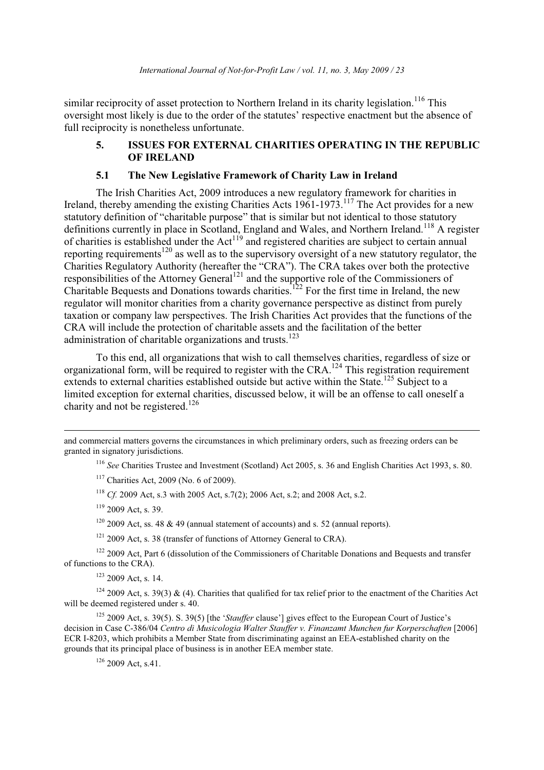similar reciprocity of asset protection to Northern Ireland in its charity legislation.[116] This oversight most likely is due to the order of the statutes' respective enactment but the absence of full reciprocity is nonetheless unfortunate.

## 5. ISSUES FOR EXTERNAL CHARITIES OPERATING IN THE REPUBLIC OF IRELAND

### 5.1 The New Legislative Framework of Charity Law in Ireland

The Irish Charities Act, 2009 introduces a new regulatory framework for charities in Ireland, thereby amending the existing Charities Acts 1961-1973.[117] The Act provides for a new statutory definition of "charitable purpose" that is similar but not identical to those statutory definitions currently in place in Scotland, England and Wales, and Northern Ireland.[118] A register of charities is established under the Act[119] and registered charities are subject to certain annual reporting requirements[120] as well as to the supervisory oversight of a new statutory regulator, the Charities Regulatory Authority (hereafter the "CRA"). The CRA takes over both the protective responsibilities of the Attorney General[121] and the supportive role of the Commissioners of Charitable Bequests and Donations towards charities.[122] For the first time in Ireland, the new regulator will monitor charities from a charity governance perspective as distinct from purely taxation or company law perspectives. The Irish Charities Act provides that the functions of the CRA will include the protection of charitable assets and the facilitation of the better administration of charitable organizations and trusts.[123]

To this end, all organizations that wish to call themselves charities, regardless of size or organizational form, will be required to register with the CRA.[124] This registration requirement extends to external charities established outside but active within the State.[125] Subject to a limited exception for external charities, discussed below, it will be an offense to call oneself a charity and not be registered.[126]

---

and commercial matters governs the circumstances in which preliminary orders, such as freezing orders can be granted in signatory jurisdictions.

[116] *See* Charities Trustee and Investment (Scotland) Act 2005, s. 36 and English Charities Act 1993, s. 80.

[117] Charities Act, 2009 (No. 6 of 2009).

[118] *Cf.* 2009 Act, s.3 with 2005 Act, s.7(2); 2006 Act, s.2; and 2008 Act, s.2.

[119] 2009 Act, s. 39.

[120] 2009 Act, ss. 48 & 49 (annual statement of accounts) and s. 52 (annual reports).

[121] 2009 Act, s. 38 (transfer of functions of Attorney General to CRA).

[122] 2009 Act, Part 6 (dissolution of the Commissioners of Charitable Donations and Bequests and transfer of functions to the CRA).

[123] 2009 Act, s. 14.

[124] 2009 Act, s. 39(3) & (4). Charities that qualified for tax relief prior to the enactment of the Charities Act will be deemed registered under s. 40.

[125] 2009 Act, s. 39(5). S. 39(5) [the '*Stauffer* clause'] gives effect to the European Court of Justice's decision in Case C-386/04 *Centro di Musicologia Walter Stauffer v. Finanzamt Munchen fur Korperschaften* [2006] ECR I-8203, which prohibits a Member State from discriminating against an EEA-established charity on the grounds that its principal place of business is in another EEA member state.

[126] 2009 Act, s.41.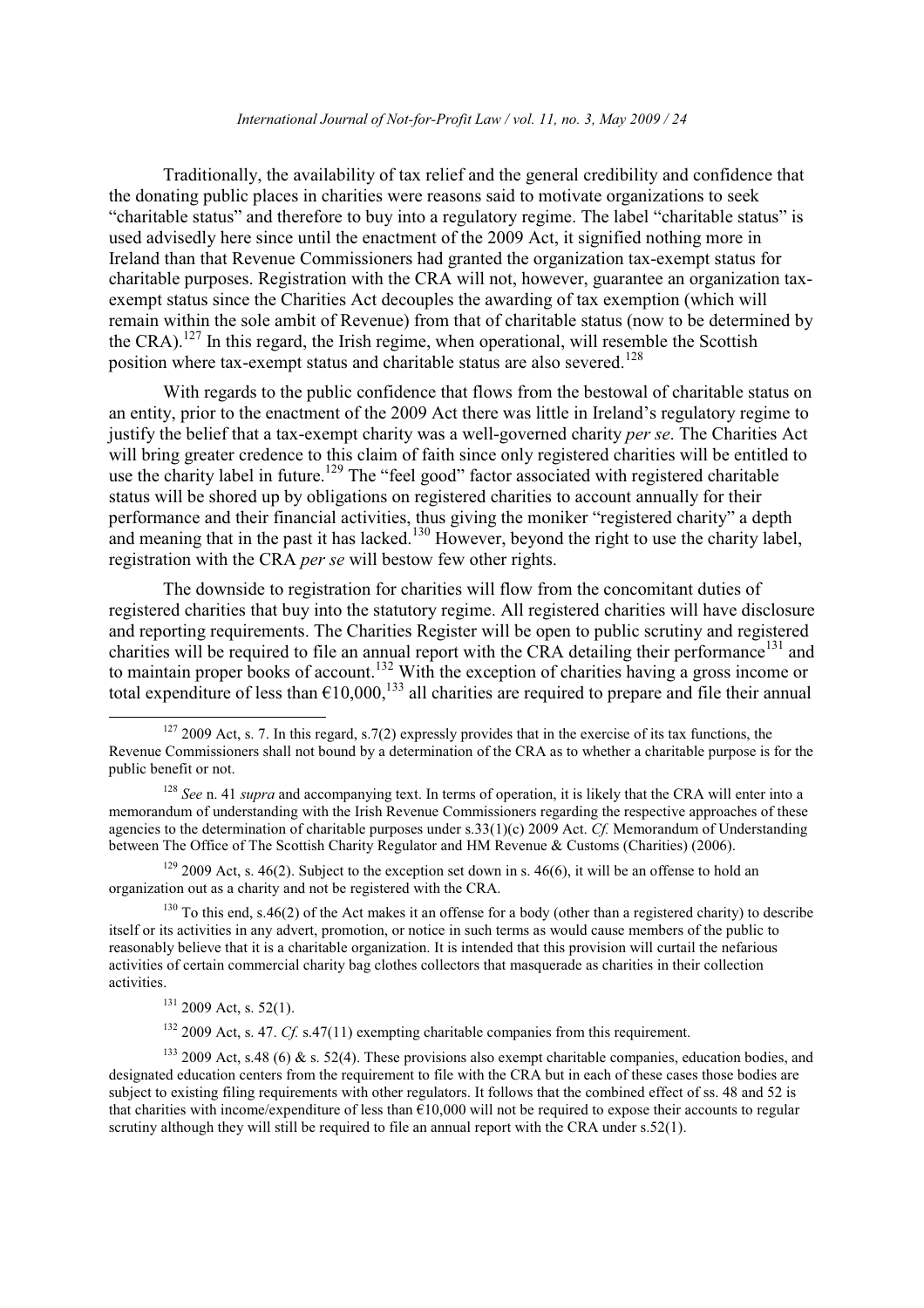Traditionally, the availability of tax relief and the general credibility and confidence that the donating public places in charities were reasons said to motivate organizations to seek "charitable status" and therefore to buy into a regulatory regime. The label "charitable status" is used advisedly here since until the enactment of the 2009 Act, it signified nothing more in Ireland than that Revenue Commissioners had granted the organization tax-exempt status for charitable purposes. Registration with the CRA will not, however, guarantee an organization tax-exempt status since the Charities Act decouples the awarding of tax exemption (which will remain within the sole ambit of Revenue) from that of charitable status (now to be determined by the CRA).[127] In this regard, the Irish regime, when operational, will resemble the Scottish position where tax-exempt status and charitable status are also severed.[128]

With regards to the public confidence that flows from the bestowal of charitable status on an entity, prior to the enactment of the 2009 Act there was little in Ireland's regulatory regime to justify the belief that a tax-exempt charity was a well-governed charity *per se*. The Charities Act will bring greater credence to this claim of faith since only registered charities will be entitled to use the charity label in future.[129] The "feel good" factor associated with registered charitable status will be shored up by obligations on registered charities to account annually for their performance and their financial activities, thus giving the moniker "registered charity" a depth and meaning that in the past it has lacked.[130] However, beyond the right to use the charity label, registration with the CRA *per se* will bestow few other rights.

The downside to registration for charities will flow from the concomitant duties of registered charities that buy into the statutory regime. All registered charities will have disclosure and reporting requirements. The Charities Register will be open to public scrutiny and registered charities will be required to file an annual report with the CRA detailing their performance[131] and to maintain proper books of account.[132] With the exception of charities having a gross income or total expenditure of less than €10,000,[133] all charities are required to prepare and file their annual

---

[127] 2009 Act, s. 7. In this regard, s.7(2) expressly provides that in the exercise of its tax functions, the Revenue Commissioners shall not bound by a determination of the CRA as to whether a charitable purpose is for the public benefit or not.

[128] *See* n. 41 *supra* and accompanying text. In terms of operation, it is likely that the CRA will enter into a memorandum of understanding with the Irish Revenue Commissioners regarding the respective approaches of these agencies to the determination of charitable purposes under s.33(1)(c) 2009 Act. *Cf.* Memorandum of Understanding between The Office of The Scottish Charity Regulator and HM Revenue & Customs (Charities) (2006).

[129] 2009 Act, s. 46(2). Subject to the exception set down in s. 46(6), it will be an offense to hold an organization out as a charity and not be registered with the CRA.

[130] To this end, s.46(2) of the Act makes it an offense for a body (other than a registered charity) to describe itself or its activities in any advert, promotion, or notice in such terms as would cause members of the public to reasonably believe that it is a charitable organization. It is intended that this provision will curtail the nefarious activities of certain commercial charity bag clothes collectors that masquerade as charities in their collection activities.

[131] 2009 Act, s. 52(1).

[132] 2009 Act, s. 47. *Cf.* s.47(11) exempting charitable companies from this requirement.

[133] 2009 Act, s.48 (6) & s. 52(4). These provisions also exempt charitable companies, education bodies, and designated education centers from the requirement to file with the CRA but in each of these cases those bodies are subject to existing filing requirements with other regulators. It follows that the combined effect of ss. 48 and 52 is that charities with income/expenditure of less than €10,000 will not be required to expose their accounts to regular scrutiny although they will still be required to file an annual report with the CRA under s.52(1).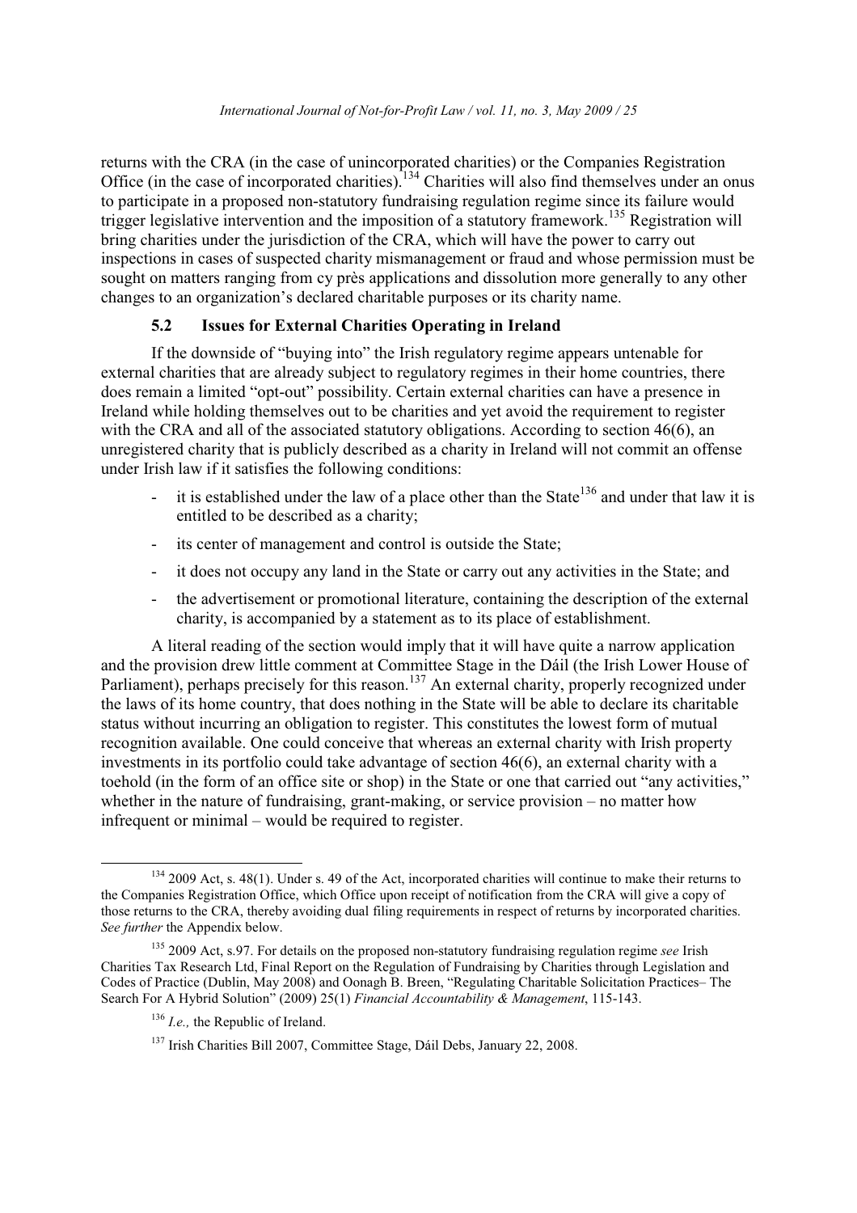returns with the CRA (in the case of unincorporated charities) or the Companies Registration Office (in the case of incorporated charities).[134] Charities will also find themselves under an onus to participate in a proposed non-statutory fundraising regulation regime since its failure would trigger legislative intervention and the imposition of a statutory framework.[135] Registration will bring charities under the jurisdiction of the CRA, which will have the power to carry out inspections in cases of suspected charity mismanagement or fraud and whose permission must be sought on matters ranging from cy près applications and dissolution more generally to any other changes to an organization's declared charitable purposes or its charity name.

### 5.2 Issues for External Charities Operating in Ireland

If the downside of "buying into" the Irish regulatory regime appears untenable for external charities that are already subject to regulatory regimes in their home countries, there does remain a limited "opt-out" possibility. Certain external charities can have a presence in Ireland while holding themselves out to be charities and yet avoid the requirement to register with the CRA and all of the associated statutory obligations. According to section 46(6), an unregistered charity that is publicly described as a charity in Ireland will not commit an offense under Irish law if it satisfies the following conditions:

- it is established under the law of a place other than the State[136] and under that law it is entitled to be described as a charity;
- its center of management and control is outside the State;
- it does not occupy any land in the State or carry out any activities in the State; and
- the advertisement or promotional literature, containing the description of the external charity, is accompanied by a statement as to its place of establishment.

A literal reading of the section would imply that it will have quite a narrow application and the provision drew little comment at Committee Stage in the Dáil (the Irish Lower House of Parliament), perhaps precisely for this reason.[137] An external charity, properly recognized under the laws of its home country, that does nothing in the State will be able to declare its charitable status without incurring an obligation to register. This constitutes the lowest form of mutual recognition available. One could conceive that whereas an external charity with Irish property investments in its portfolio could take advantage of section 46(6), an external charity with a toehold (in the form of an office site or shop) in the State or one that carried out "any activities," whether in the nature of fundraising, grant-making, or service provision – no matter how infrequent or minimal – would be required to register.

---

[134] 2009 Act, s. 48(1). Under s. 49 of the Act, incorporated charities will continue to make their returns to the Companies Registration Office, which Office upon receipt of notification from the CRA will give a copy of those returns to the CRA, thereby avoiding dual filing requirements in respect of returns by incorporated charities. *See further* the Appendix below.

[135] 2009 Act, s.97. For details on the proposed non-statutory fundraising regulation regime *see* Irish Charities Tax Research Ltd, Final Report on the Regulation of Fundraising by Charities through Legislation and Codes of Practice (Dublin, May 2008) and Oonagh B. Breen, "Regulating Charitable Solicitation Practices– The Search For A Hybrid Solution" (2009) 25(1) *Financial Accountability & Management*, 115-143.

[136] *I.e.,* the Republic of Ireland.

[137] Irish Charities Bill 2007, Committee Stage, Dáil Debs, January 22, 2008.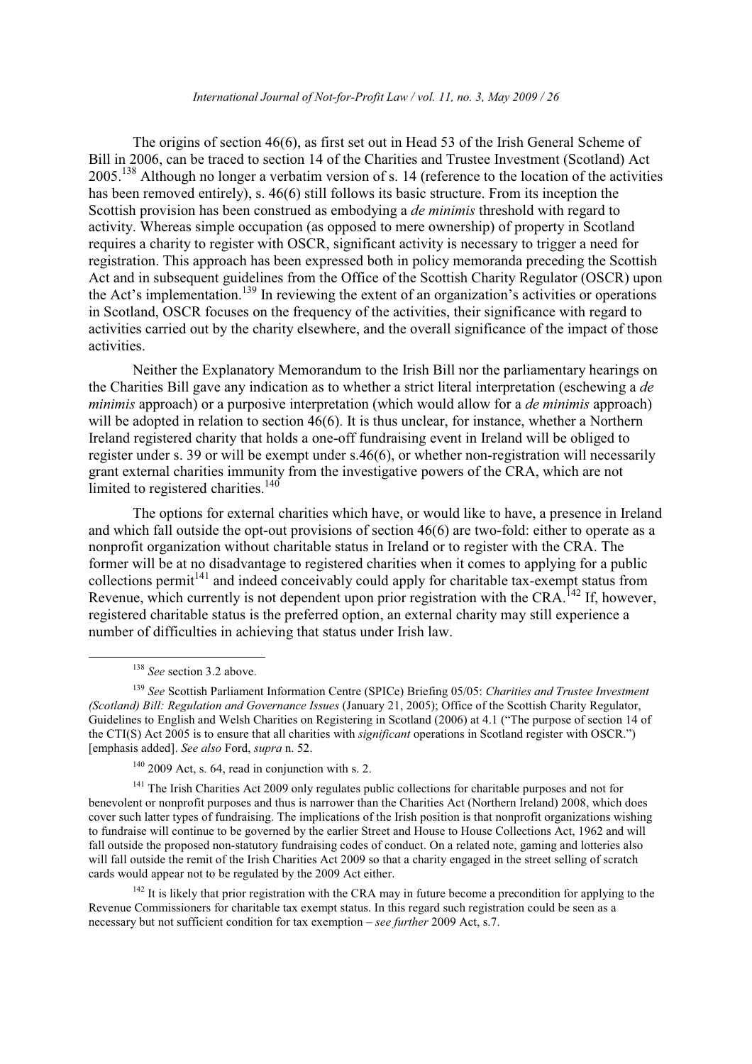The origins of section 46(6), as first set out in Head 53 of the Irish General Scheme of Bill in 2006, can be traced to section 14 of the Charities and Trustee Investment (Scotland) Act 2005.[138] Although no longer a verbatim version of s. 14 (reference to the location of the activities has been removed entirely), s. 46(6) still follows its basic structure. From its inception the Scottish provision has been construed as embodying a *de minimis* threshold with regard to activity. Whereas simple occupation (as opposed to mere ownership) of property in Scotland requires a charity to register with OSCR, significant activity is necessary to trigger a need for registration. This approach has been expressed both in policy memoranda preceding the Scottish Act and in subsequent guidelines from the Office of the Scottish Charity Regulator (OSCR) upon the Act's implementation.[139] In reviewing the extent of an organization's activities or operations in Scotland, OSCR focuses on the frequency of the activities, their significance with regard to activities carried out by the charity elsewhere, and the overall significance of the impact of those activities.

Neither the Explanatory Memorandum to the Irish Bill nor the parliamentary hearings on the Charities Bill gave any indication as to whether a strict literal interpretation (eschewing a *de minimis* approach) or a purposive interpretation (which would allow for a *de minimis* approach) will be adopted in relation to section 46(6). It is thus unclear, for instance, whether a Northern Ireland registered charity that holds a one-off fundraising event in Ireland will be obliged to register under s. 39 or will be exempt under s.46(6), or whether non-registration will necessarily grant external charities immunity from the investigative powers of the CRA, which are not limited to registered charities.[140]

The options for external charities which have, or would like to have, a presence in Ireland and which fall outside the opt-out provisions of section 46(6) are two-fold: either to operate as a nonprofit organization without charitable status in Ireland or to register with the CRA. The former will be at no disadvantage to registered charities when it comes to applying for a public collections permit[141] and indeed conceivably could apply for charitable tax-exempt status from Revenue, which currently is not dependent upon prior registration with the CRA.[142] If, however, registered charitable status is the preferred option, an external charity may still experience a number of difficulties in achieving that status under Irish law.

---

[138] *See* section 3.2 above.

[139] *See* Scottish Parliament Information Centre (SPICe) Briefing 05/05: *Charities and Trustee Investment (Scotland) Bill: Regulation and Governance Issues* (January 21, 2005); Office of the Scottish Charity Regulator, Guidelines to English and Welsh Charities on Registering in Scotland (2006) at 4.1 ("The purpose of section 14 of the CTI(S) Act 2005 is to ensure that all charities with *significant* operations in Scotland register with OSCR.") [emphasis added]. *See also* Ford, *supra* n. 52.

[140] 2009 Act, s. 64, read in conjunction with s. 2.

[141] The Irish Charities Act 2009 only regulates public collections for charitable purposes and not for benevolent or nonprofit purposes and thus is narrower than the Charities Act (Northern Ireland) 2008, which does cover such latter types of fundraising. The implications of the Irish position is that nonprofit organizations wishing to fundraise will continue to be governed by the earlier Street and House to House Collections Act, 1962 and will fall outside the proposed non-statutory fundraising codes of conduct. On a related note, gaming and lotteries also will fall outside the remit of the Irish Charities Act 2009 so that a charity engaged in the street selling of scratch cards would appear not to be regulated by the 2009 Act either.

[142] It is likely that prior registration with the CRA may in future become a precondition for applying to the Revenue Commissioners for charitable tax exempt status. In this regard such registration could be seen as a necessary but not sufficient condition for tax exemption – *see further* 2009 Act, s.7.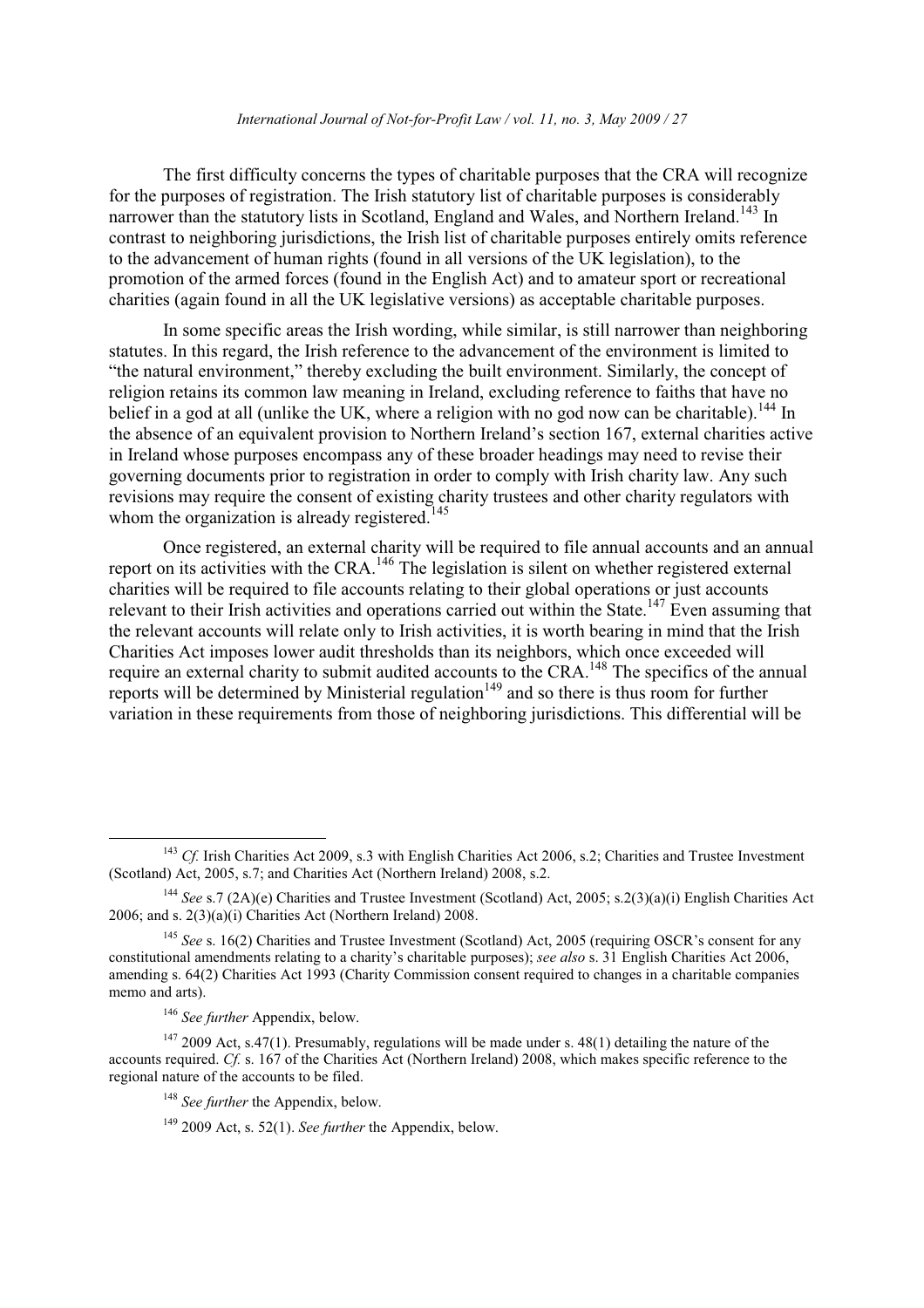The first difficulty concerns the types of charitable purposes that the CRA will recognize for the purposes of registration. The Irish statutory list of charitable purposes is considerably narrower than the statutory lists in Scotland, England and Wales, and Northern Ireland.[143] In contrast to neighboring jurisdictions, the Irish list of charitable purposes entirely omits reference to the advancement of human rights (found in all versions of the UK legislation), to the promotion of the armed forces (found in the English Act) and to amateur sport or recreational charities (again found in all the UK legislative versions) as acceptable charitable purposes.

In some specific areas the Irish wording, while similar, is still narrower than neighboring statutes. In this regard, the Irish reference to the advancement of the environment is limited to "the natural environment," thereby excluding the built environment. Similarly, the concept of religion retains its common law meaning in Ireland, excluding reference to faiths that have no belief in a god at all (unlike the UK, where a religion with no god now can be charitable).[144] In the absence of an equivalent provision to Northern Ireland's section 167, external charities active in Ireland whose purposes encompass any of these broader headings may need to revise their governing documents prior to registration in order to comply with Irish charity law. Any such revisions may require the consent of existing charity trustees and other charity regulators with whom the organization is already registered.[145]

Once registered, an external charity will be required to file annual accounts and an annual report on its activities with the CRA.[146] The legislation is silent on whether registered external charities will be required to file accounts relating to their global operations or just accounts relevant to their Irish activities and operations carried out within the State.[147] Even assuming that the relevant accounts will relate only to Irish activities, it is worth bearing in mind that the Irish Charities Act imposes lower audit thresholds than its neighbors, which once exceeded will require an external charity to submit audited accounts to the CRA.[148] The specifics of the annual reports will be determined by Ministerial regulation[149] and so there is thus room for further variation in these requirements from those of neighboring jurisdictions. This differential will be

---

[143] *Cf.* Irish Charities Act 2009, s.3 with English Charities Act 2006, s.2; Charities and Trustee Investment (Scotland) Act, 2005, s.7; and Charities Act (Northern Ireland) 2008, s.2.

[144] *See* s.7 (2A)(e) Charities and Trustee Investment (Scotland) Act, 2005; s.2(3)(a)(i) English Charities Act 2006; and s. 2(3)(a)(i) Charities Act (Northern Ireland) 2008.

[145] *See* s. 16(2) Charities and Trustee Investment (Scotland) Act, 2005 (requiring OSCR's consent for any constitutional amendments relating to a charity's charitable purposes); *see also* s. 31 English Charities Act 2006, amending s. 64(2) Charities Act 1993 (Charity Commission consent required to changes in a charitable companies memo and arts).

[146] *See further* Appendix, below.

[147] 2009 Act, s.47(1). Presumably, regulations will be made under s. 48(1) detailing the nature of the accounts required. *Cf.* s. 167 of the Charities Act (Northern Ireland) 2008, which makes specific reference to the regional nature of the accounts to be filed.

[148] *See further* the Appendix, below.

[149] 2009 Act, s. 52(1). *See further* the Appendix, below.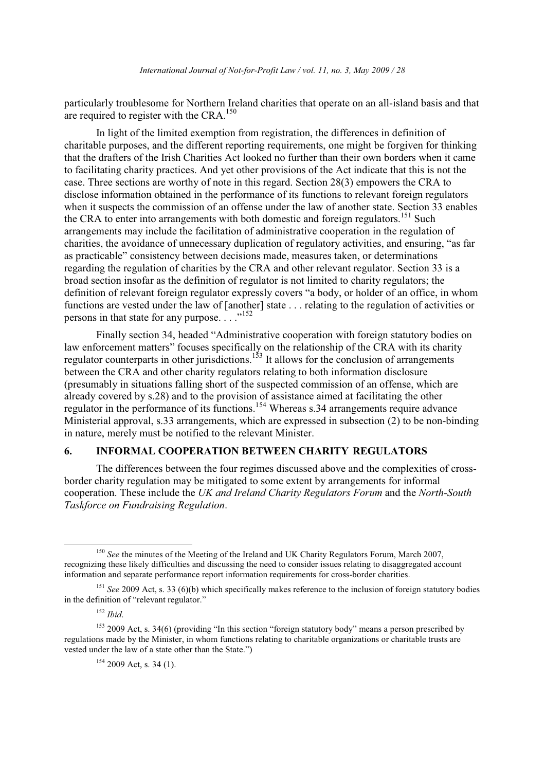particularly troublesome for Northern Ireland charities that operate on an all-island basis and that are required to register with the CRA.[150]

In light of the limited exemption from registration, the differences in definition of charitable purposes, and the different reporting requirements, one might be forgiven for thinking that the drafters of the Irish Charities Act looked no further than their own borders when it came to facilitating charity practices. And yet other provisions of the Act indicate that this is not the case. Three sections are worthy of note in this regard. Section 28(3) empowers the CRA to disclose information obtained in the performance of its functions to relevant foreign regulators when it suspects the commission of an offense under the law of another state. Section 33 enables the CRA to enter into arrangements with both domestic and foreign regulators.[151] Such arrangements may include the facilitation of administrative cooperation in the regulation of charities, the avoidance of unnecessary duplication of regulatory activities, and ensuring, "as far as practicable" consistency between decisions made, measures taken, or determinations regarding the regulation of charities by the CRA and other relevant regulator. Section 33 is a broad section insofar as the definition of regulator is not limited to charity regulators; the definition of relevant foreign regulator expressly covers "a body, or holder of an office, in whom functions are vested under the law of [another] state . . . relating to the regulation of activities or persons in that state for any purpose. . . ."[152]

Finally section 34, headed "Administrative cooperation with foreign statutory bodies on law enforcement matters" focuses specifically on the relationship of the CRA with its charity regulator counterparts in other jurisdictions.[153] It allows for the conclusion of arrangements between the CRA and other charity regulators relating to both information disclosure (presumably in situations falling short of the suspected commission of an offense, which are already covered by s.28) and to the provision of assistance aimed at facilitating the other regulator in the performance of its functions.[154] Whereas s.34 arrangements require advance Ministerial approval, s.33 arrangements, which are expressed in subsection (2) to be non-binding in nature, merely must be notified to the relevant Minister.

## 6. INFORMAL COOPERATION BETWEEN CHARITY REGULATORS

The differences between the four regimes discussed above and the complexities of cross-border charity regulation may be mitigated to some extent by arrangements for informal cooperation. These include the *UK and Ireland Charity Regulators Forum* and the *North-South Taskforce on Fundraising Regulation*.

---

[150] *See* the minutes of the Meeting of the Ireland and UK Charity Regulators Forum, March 2007, recognizing these likely difficulties and discussing the need to consider issues relating to disaggregated account information and separate performance report information requirements for cross-border charities.

[151] *See* 2009 Act, s. 33 (6)(b) which specifically makes reference to the inclusion of foreign statutory bodies in the definition of "relevant regulator."

[152] *Ibid.*

[153] 2009 Act, s. 34(6) (providing "In this section "foreign statutory body" means a person prescribed by regulations made by the Minister, in whom functions relating to charitable organizations or charitable trusts are vested under the law of a state other than the State.")

[154] 2009 Act, s. 34 (1).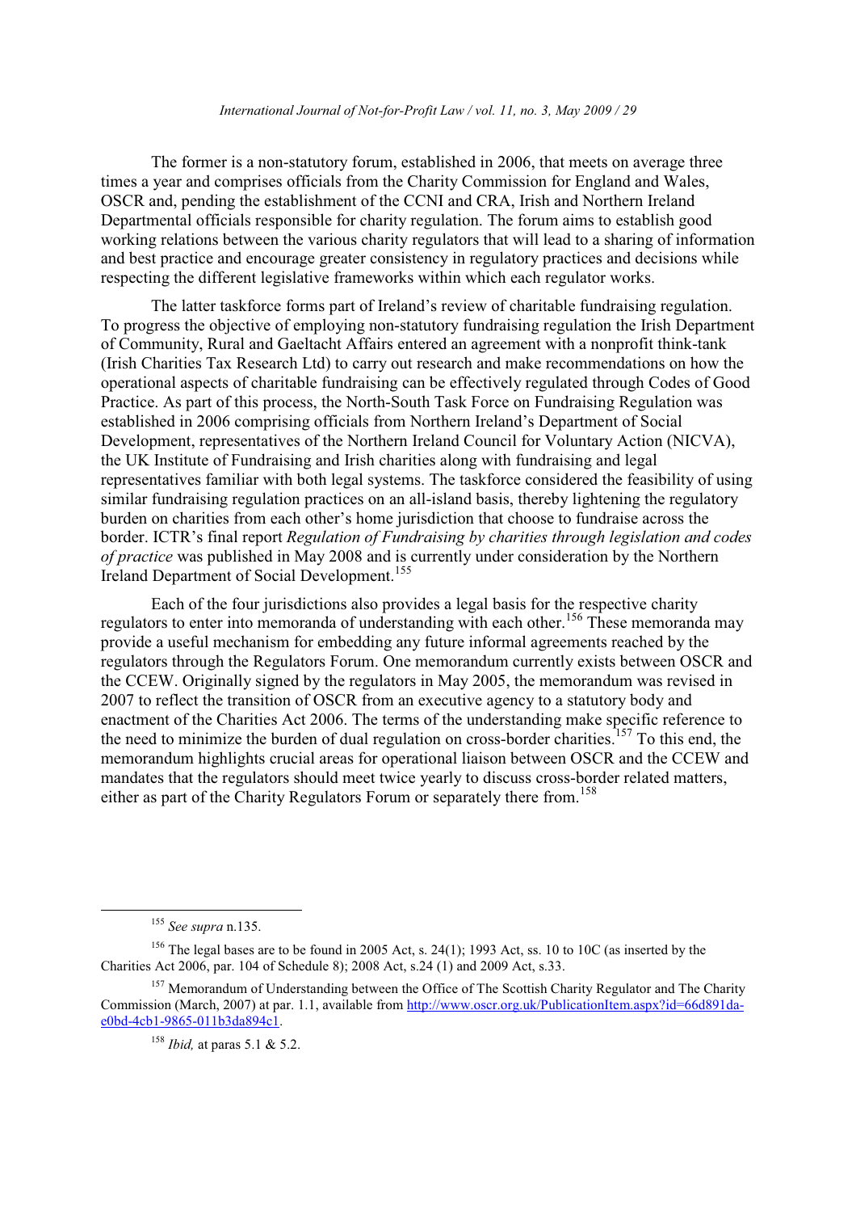The former is a non-statutory forum, established in 2006, that meets on average three times a year and comprises officials from the Charity Commission for England and Wales, OSCR and, pending the establishment of the CCNI and CRA, Irish and Northern Ireland Departmental officials responsible for charity regulation. The forum aims to establish good working relations between the various charity regulators that will lead to a sharing of information and best practice and encourage greater consistency in regulatory practices and decisions while respecting the different legislative frameworks within which each regulator works.

The latter taskforce forms part of Ireland's review of charitable fundraising regulation. To progress the objective of employing non-statutory fundraising regulation the Irish Department of Community, Rural and Gaeltacht Affairs entered an agreement with a nonprofit think-tank (Irish Charities Tax Research Ltd) to carry out research and make recommendations on how the operational aspects of charitable fundraising can be effectively regulated through Codes of Good Practice. As part of this process, the North-South Task Force on Fundraising Regulation was established in 2006 comprising officials from Northern Ireland's Department of Social Development, representatives of the Northern Ireland Council for Voluntary Action (NICVA), the UK Institute of Fundraising and Irish charities along with fundraising and legal representatives familiar with both legal systems. The taskforce considered the feasibility of using similar fundraising regulation practices on an all-island basis, thereby lightening the regulatory burden on charities from each other's home jurisdiction that choose to fundraise across the border. ICTR's final report *Regulation of Fundraising by charities through legislation and codes of practice* was published in May 2008 and is currently under consideration by the Northern Ireland Department of Social Development.[155]

Each of the four jurisdictions also provides a legal basis for the respective charity regulators to enter into memoranda of understanding with each other.[156] These memoranda may provide a useful mechanism for embedding any future informal agreements reached by the regulators through the Regulators Forum. One memorandum currently exists between OSCR and the CCEW. Originally signed by the regulators in May 2005, the memorandum was revised in 2007 to reflect the transition of OSCR from an executive agency to a statutory body and enactment of the Charities Act 2006. The terms of the understanding make specific reference to the need to minimize the burden of dual regulation on cross-border charities.[157] To this end, the memorandum highlights crucial areas for operational liaison between OSCR and the CCEW and mandates that the regulators should meet twice yearly to discuss cross-border related matters, either as part of the Charity Regulators Forum or separately there from.[158]

---

[155] *See supra* n.135.

[156] The legal bases are to be found in 2005 Act, s. 24(1); 1993 Act, ss. 10 to 10C (as inserted by the Charities Act 2006, par. 104 of Schedule 8); 2008 Act, s.24 (1) and 2009 Act, s.33.

[157] Memorandum of Understanding between the Office of The Scottish Charity Regulator and The Charity Commission (March, 2007) at par. 1.1, available from http://www.oscr.org.uk/PublicationItem.aspx?id=66d891da-e0bd-4cb1-9865-011b3da894c1.

[158] *Ibid,* at paras 5.1 & 5.2.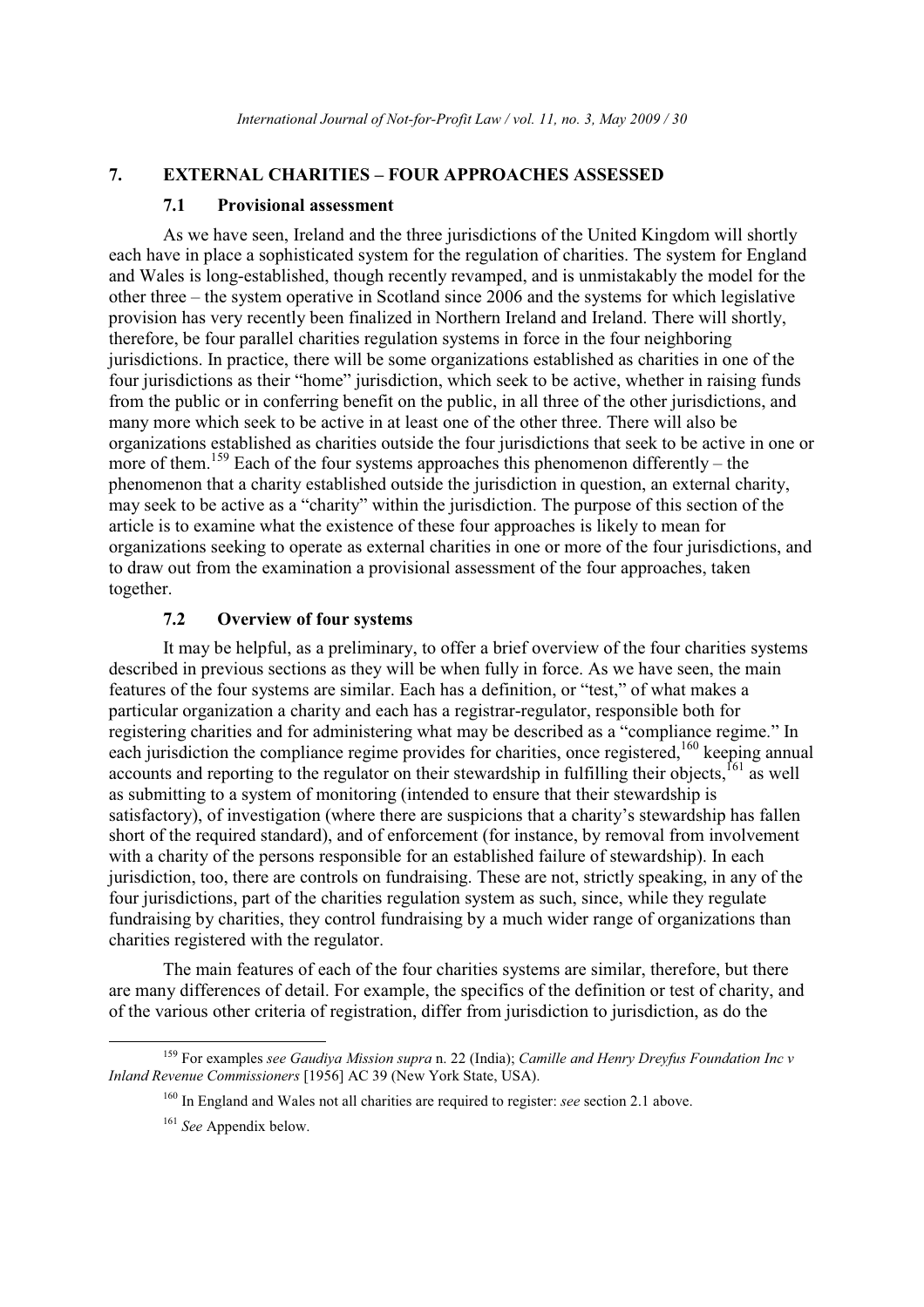## 7. EXTERNAL CHARITIES – FOUR APPROACHES ASSESSED

### 7.1 Provisional assessment

As we have seen, Ireland and the three jurisdictions of the United Kingdom will shortly each have in place a sophisticated system for the regulation of charities. The system for England and Wales is long-established, though recently revamped, and is unmistakably the model for the other three – the system operative in Scotland since 2006 and the systems for which legislative provision has very recently been finalized in Northern Ireland and Ireland. There will shortly, therefore, be four parallel charities regulation systems in force in the four neighboring jurisdictions. In practice, there will be some organizations established as charities in one of the four jurisdictions as their "home" jurisdiction, which seek to be active, whether in raising funds from the public or in conferring benefit on the public, in all three of the other jurisdictions, and many more which seek to be active in at least one of the other three. There will also be organizations established as charities outside the four jurisdictions that seek to be active in one or more of them.[159] Each of the four systems approaches this phenomenon differently – the phenomenon that a charity established outside the jurisdiction in question, an external charity, may seek to be active as a "charity" within the jurisdiction. The purpose of this section of the article is to examine what the existence of these four approaches is likely to mean for organizations seeking to operate as external charities in one or more of the four jurisdictions, and to draw out from the examination a provisional assessment of the four approaches, taken together.

### 7.2 Overview of four systems

It may be helpful, as a preliminary, to offer a brief overview of the four charities systems described in previous sections as they will be when fully in force. As we have seen, the main features of the four systems are similar. Each has a definition, or "test," of what makes a particular organization a charity and each has a registrar-regulator, responsible both for registering charities and for administering what may be described as a "compliance regime." In each jurisdiction the compliance regime provides for charities, once registered,[160] keeping annual accounts and reporting to the regulator on their stewardship in fulfilling their objects,[161] as well as submitting to a system of monitoring (intended to ensure that their stewardship is satisfactory), of investigation (where there are suspicions that a charity's stewardship has fallen short of the required standard), and of enforcement (for instance, by removal from involvement with a charity of the persons responsible for an established failure of stewardship). In each jurisdiction, too, there are controls on fundraising. These are not, strictly speaking, in any of the four jurisdictions, part of the charities regulation system as such, since, while they regulate fundraising by charities, they control fundraising by a much wider range of organizations than charities registered with the regulator.

The main features of each of the four charities systems are similar, therefore, but there are many differences of detail. For example, the specifics of the definition or test of charity, and of the various other criteria of registration, differ from jurisdiction to jurisdiction, as do the

---

[159] For examples *see Gaudiya Mission supra* n. 22 (India); *Camille and Henry Dreyfus Foundation Inc v Inland Revenue Commissioners* [1956] AC 39 (New York State, USA).

[160] In England and Wales not all charities are required to register: *see* section 2.1 above.

[161] *See* Appendix below.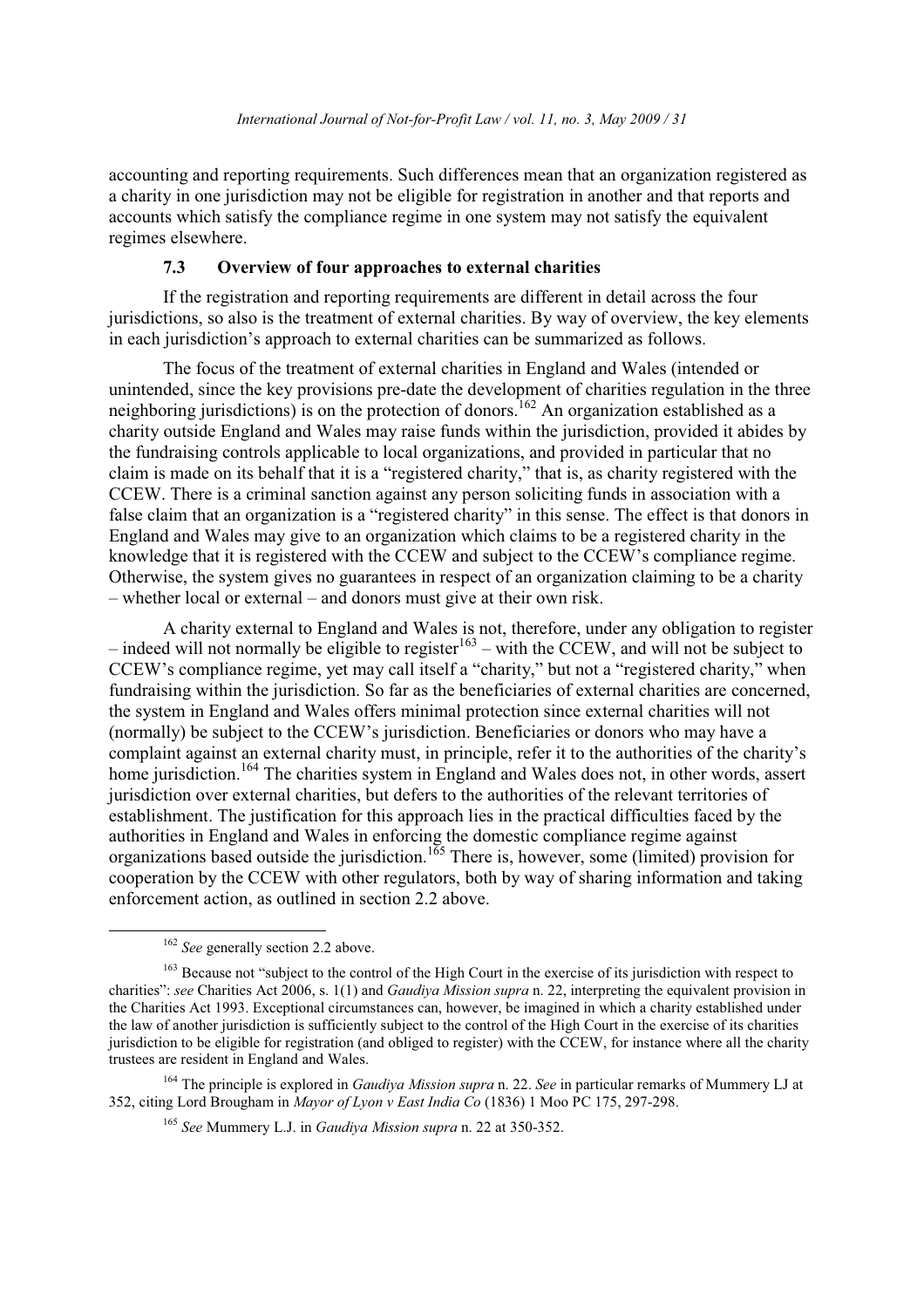accounting and reporting requirements. Such differences mean that an organization registered as a charity in one jurisdiction may not be eligible for registration in another and that reports and accounts which satisfy the compliance regime in one system may not satisfy the equivalent regimes elsewhere.

### 7.3 Overview of four approaches to external charities

If the registration and reporting requirements are different in detail across the four jurisdictions, so also is the treatment of external charities. By way of overview, the key elements in each jurisdiction's approach to external charities can be summarized as follows.

The focus of the treatment of external charities in England and Wales (intended or unintended, since the key provisions pre-date the development of charities regulation in the three neighboring jurisdictions) is on the protection of donors.[162] An organization established as a charity outside England and Wales may raise funds within the jurisdiction, provided it abides by the fundraising controls applicable to local organizations, and provided in particular that no claim is made on its behalf that it is a "registered charity," that is, as charity registered with the CCEW. There is a criminal sanction against any person soliciting funds in association with a false claim that an organization is a "registered charity" in this sense. The effect is that donors in England and Wales may give to an organization which claims to be a registered charity in the knowledge that it is registered with the CCEW and subject to the CCEW's compliance regime. Otherwise, the system gives no guarantees in respect of an organization claiming to be a charity – whether local or external – and donors must give at their own risk.

A charity external to England and Wales is not, therefore, under any obligation to register – indeed will not normally be eligible to register[163] – with the CCEW, and will not be subject to CCEW's compliance regime, yet may call itself a "charity," but not a "registered charity," when fundraising within the jurisdiction. So far as the beneficiaries of external charities are concerned, the system in England and Wales offers minimal protection since external charities will not (normally) be subject to the CCEW's jurisdiction. Beneficiaries or donors who may have a complaint against an external charity must, in principle, refer it to the authorities of the charity's home jurisdiction.[164] The charities system in England and Wales does not, in other words, assert jurisdiction over external charities, but defers to the authorities of the relevant territories of establishment. The justification for this approach lies in the practical difficulties faced by the authorities in England and Wales in enforcing the domestic compliance regime against organizations based outside the jurisdiction.[165] There is, however, some (limited) provision for cooperation by the CCEW with other regulators, both by way of sharing information and taking enforcement action, as outlined in section 2.2 above.

---

[162] *See* generally section 2.2 above.

[163] Because not "subject to the control of the High Court in the exercise of its jurisdiction with respect to charities": *see* Charities Act 2006, s. 1(1) and *Gaudiya Mission supra* n. 22, interpreting the equivalent provision in the Charities Act 1993. Exceptional circumstances can, however, be imagined in which a charity established under the law of another jurisdiction is sufficiently subject to the control of the High Court in the exercise of its charities jurisdiction to be eligible for registration (and obliged to register) with the CCEW, for instance where all the charity trustees are resident in England and Wales.

[164] The principle is explored in *Gaudiya Mission supra* n. 22. *See* in particular remarks of Mummery LJ at 352, citing Lord Brougham in *Mayor of Lyon v East India Co* (1836) 1 Moo PC 175, 297-298.

[165] *See* Mummery L.J. in *Gaudiya Mission supra* n. 22 at 350-352.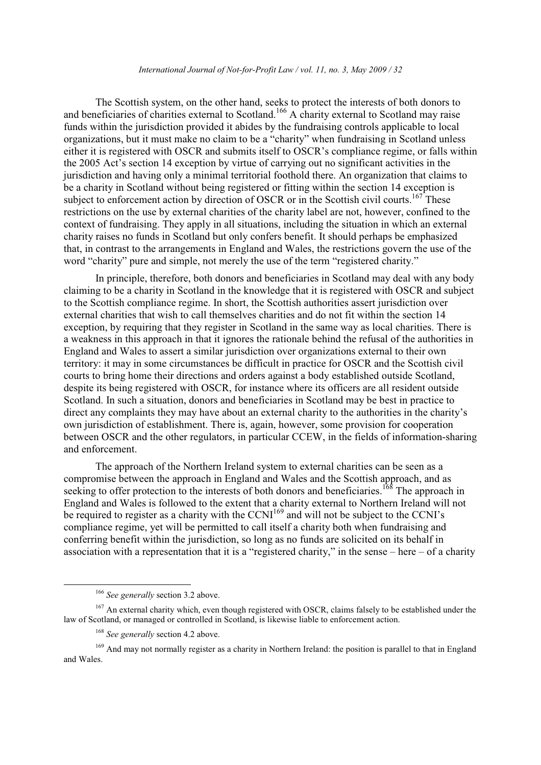The Scottish system, on the other hand, seeks to protect the interests of both donors to and beneficiaries of charities external to Scotland.[166] A charity external to Scotland may raise funds within the jurisdiction provided it abides by the fundraising controls applicable to local organizations, but it must make no claim to be a "charity" when fundraising in Scotland unless either it is registered with OSCR and submits itself to OSCR's compliance regime, or falls within the 2005 Act's section 14 exception by virtue of carrying out no significant activities in the jurisdiction and having only a minimal territorial foothold there. An organization that claims to be a charity in Scotland without being registered or fitting within the section 14 exception is subject to enforcement action by direction of OSCR or in the Scottish civil courts.[167] These restrictions on the use by external charities of the charity label are not, however, confined to the context of fundraising. They apply in all situations, including the situation in which an external charity raises no funds in Scotland but only confers benefit. It should perhaps be emphasized that, in contrast to the arrangements in England and Wales, the restrictions govern the use of the word "charity" pure and simple, not merely the use of the term "registered charity."

In principle, therefore, both donors and beneficiaries in Scotland may deal with any body claiming to be a charity in Scotland in the knowledge that it is registered with OSCR and subject to the Scottish compliance regime. In short, the Scottish authorities assert jurisdiction over external charities that wish to call themselves charities and do not fit within the section 14 exception, by requiring that they register in Scotland in the same way as local charities. There is a weakness in this approach in that it ignores the rationale behind the refusal of the authorities in England and Wales to assert a similar jurisdiction over organizations external to their own territory: it may in some circumstances be difficult in practice for OSCR and the Scottish civil courts to bring home their directions and orders against a body established outside Scotland, despite its being registered with OSCR, for instance where its officers are all resident outside Scotland. In such a situation, donors and beneficiaries in Scotland may be best in practice to direct any complaints they may have about an external charity to the authorities in the charity's own jurisdiction of establishment. There is, again, however, some provision for cooperation between OSCR and the other regulators, in particular CCEW, in the fields of information-sharing and enforcement.

The approach of the Northern Ireland system to external charities can be seen as a compromise between the approach in England and Wales and the Scottish approach, and as seeking to offer protection to the interests of both donors and beneficiaries.[168] The approach in England and Wales is followed to the extent that a charity external to Northern Ireland will not be required to register as a charity with the CCNI[169] and will not be subject to the CCNI's compliance regime, yet will be permitted to call itself a charity both when fundraising and conferring benefit within the jurisdiction, so long as no funds are solicited on its behalf in association with a representation that it is a "registered charity," in the sense – here – of a charity

---

[166] *See generally* section 3.2 above.

[167] An external charity which, even though registered with OSCR, claims falsely to be established under the law of Scotland, or managed or controlled in Scotland, is likewise liable to enforcement action.

[168] *See generally* section 4.2 above.

[169] And may not normally register as a charity in Northern Ireland: the position is parallel to that in England and Wales.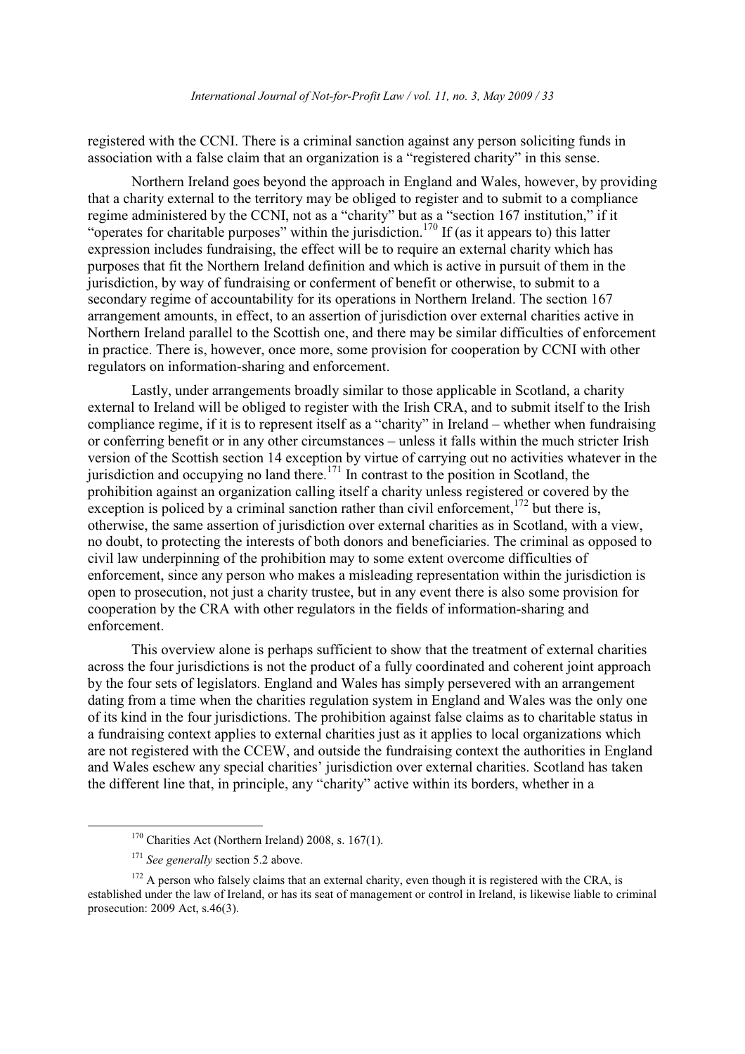registered with the CCNI. There is a criminal sanction against any person soliciting funds in association with a false claim that an organization is a "registered charity" in this sense.

Northern Ireland goes beyond the approach in England and Wales, however, by providing that a charity external to the territory may be obliged to register and to submit to a compliance regime administered by the CCNI, not as a "charity" but as a "section 167 institution," if it "operates for charitable purposes" within the jurisdiction.[170] If (as it appears to) this latter expression includes fundraising, the effect will be to require an external charity which has purposes that fit the Northern Ireland definition and which is active in pursuit of them in the jurisdiction, by way of fundraising or conferment of benefit or otherwise, to submit to a secondary regime of accountability for its operations in Northern Ireland. The section 167 arrangement amounts, in effect, to an assertion of jurisdiction over external charities active in Northern Ireland parallel to the Scottish one, and there may be similar difficulties of enforcement in practice. There is, however, once more, some provision for cooperation by CCNI with other regulators on information-sharing and enforcement.

Lastly, under arrangements broadly similar to those applicable in Scotland, a charity external to Ireland will be obliged to register with the Irish CRA, and to submit itself to the Irish compliance regime, if it is to represent itself as a "charity" in Ireland – whether when fundraising or conferring benefit or in any other circumstances – unless it falls within the much stricter Irish version of the Scottish section 14 exception by virtue of carrying out no activities whatever in the jurisdiction and occupying no land there.[171] In contrast to the position in Scotland, the prohibition against an organization calling itself a charity unless registered or covered by the exception is policed by a criminal sanction rather than civil enforcement,[172] but there is, otherwise, the same assertion of jurisdiction over external charities as in Scotland, with a view, no doubt, to protecting the interests of both donors and beneficiaries. The criminal as opposed to civil law underpinning of the prohibition may to some extent overcome difficulties of enforcement, since any person who makes a misleading representation within the jurisdiction is open to prosecution, not just a charity trustee, but in any event there is also some provision for cooperation by the CRA with other regulators in the fields of information-sharing and enforcement.

This overview alone is perhaps sufficient to show that the treatment of external charities across the four jurisdictions is not the product of a fully coordinated and coherent joint approach by the four sets of legislators. England and Wales has simply persevered with an arrangement dating from a time when the charities regulation system in England and Wales was the only one of its kind in the four jurisdictions. The prohibition against false claims as to charitable status in a fundraising context applies to external charities just as it applies to local organizations which are not registered with the CCEW, and outside the fundraising context the authorities in England and Wales eschew any special charities' jurisdiction over external charities. Scotland has taken the different line that, in principle, any "charity" active within its borders, whether in a

---

[170] Charities Act (Northern Ireland) 2008, s. 167(1).

[171] *See generally* section 5.2 above.

[172] A person who falsely claims that an external charity, even though it is registered with the CRA, is established under the law of Ireland, or has its seat of management or control in Ireland, is likewise liable to criminal prosecution: 2009 Act, s.46(3).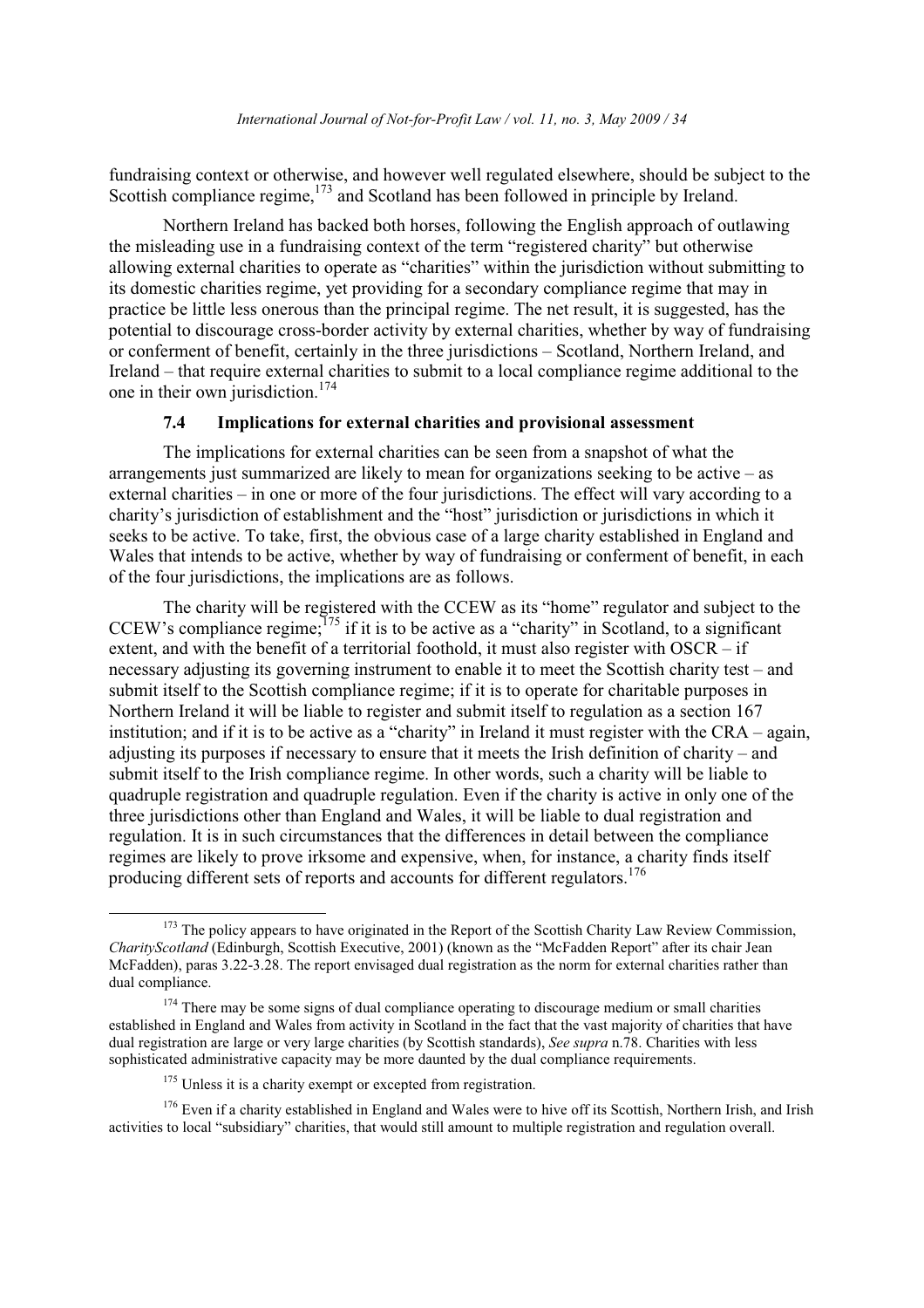fundraising context or otherwise, and however well regulated elsewhere, should be subject to the Scottish compliance regime,[173] and Scotland has been followed in principle by Ireland.

Northern Ireland has backed both horses, following the English approach of outlawing the misleading use in a fundraising context of the term "registered charity" but otherwise allowing external charities to operate as "charities" within the jurisdiction without submitting to its domestic charities regime, yet providing for a secondary compliance regime that may in practice be little less onerous than the principal regime. The net result, it is suggested, has the potential to discourage cross-border activity by external charities, whether by way of fundraising or conferment of benefit, certainly in the three jurisdictions – Scotland, Northern Ireland, and Ireland – that require external charities to submit to a local compliance regime additional to the one in their own jurisdiction.[174]

### 7.4 Implications for external charities and provisional assessment

The implications for external charities can be seen from a snapshot of what the arrangements just summarized are likely to mean for organizations seeking to be active – as external charities – in one or more of the four jurisdictions. The effect will vary according to a charity's jurisdiction of establishment and the "host" jurisdiction or jurisdictions in which it seeks to be active. To take, first, the obvious case of a large charity established in England and Wales that intends to be active, whether by way of fundraising or conferment of benefit, in each of the four jurisdictions, the implications are as follows.

The charity will be registered with the CCEW as its "home" regulator and subject to the CCEW's compliance regime;[175] if it is to be active as a "charity" in Scotland, to a significant extent, and with the benefit of a territorial foothold, it must also register with OSCR – if necessary adjusting its governing instrument to enable it to meet the Scottish charity test – and submit itself to the Scottish compliance regime; if it is to operate for charitable purposes in Northern Ireland it will be liable to register and submit itself to regulation as a section 167 institution; and if it is to be active as a "charity" in Ireland it must register with the CRA – again, adjusting its purposes if necessary to ensure that it meets the Irish definition of charity – and submit itself to the Irish compliance regime. In other words, such a charity will be liable to quadruple registration and quadruple regulation. Even if the charity is active in only one of the three jurisdictions other than England and Wales, it will be liable to dual registration and regulation. It is in such circumstances that the differences in detail between the compliance regimes are likely to prove irksome and expensive, when, for instance, a charity finds itself producing different sets of reports and accounts for different regulators.[176]

---

[173] The policy appears to have originated in the Report of the Scottish Charity Law Review Commission, *CharityScotland* (Edinburgh, Scottish Executive, 2001) (known as the "McFadden Report" after its chair Jean McFadden), paras 3.22-3.28. The report envisaged dual registration as the norm for external charities rather than dual compliance.

[174] There may be some signs of dual compliance operating to discourage medium or small charities established in England and Wales from activity in Scotland in the fact that the vast majority of charities that have dual registration are large or very large charities (by Scottish standards), *See supra* n.78. Charities with less sophisticated administrative capacity may be more daunted by the dual compliance requirements.

[175] Unless it is a charity exempt or excepted from registration.

[176] Even if a charity established in England and Wales were to hive off its Scottish, Northern Irish, and Irish activities to local "subsidiary" charities, that would still amount to multiple registration and regulation overall.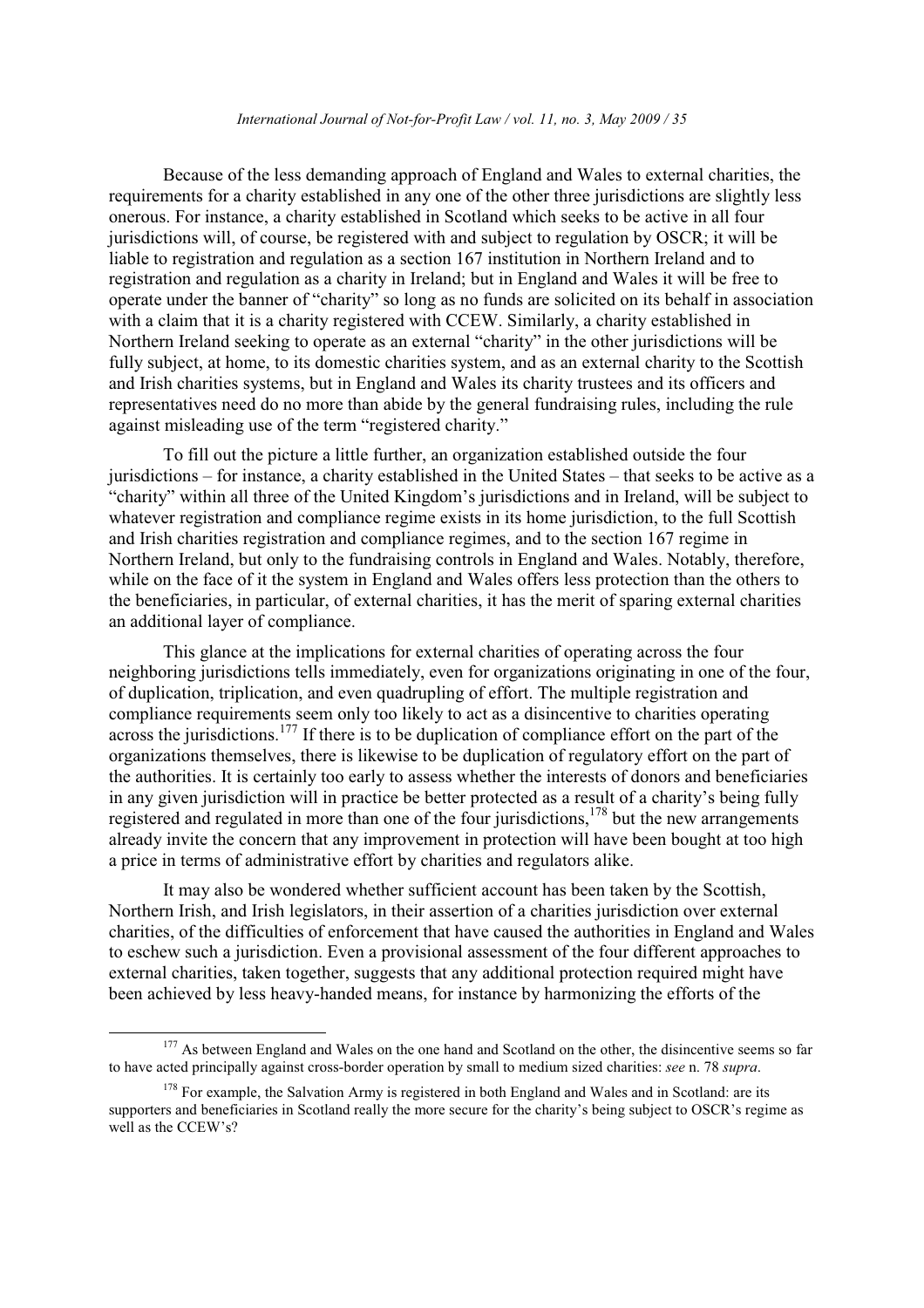Because of the less demanding approach of England and Wales to external charities, the requirements for a charity established in any one of the other three jurisdictions are slightly less onerous. For instance, a charity established in Scotland which seeks to be active in all four jurisdictions will, of course, be registered with and subject to regulation by OSCR; it will be liable to registration and regulation as a section 167 institution in Northern Ireland and to registration and regulation as a charity in Ireland; but in England and Wales it will be free to operate under the banner of "charity" so long as no funds are solicited on its behalf in association with a claim that it is a charity registered with CCEW. Similarly, a charity established in Northern Ireland seeking to operate as an external "charity" in the other jurisdictions will be fully subject, at home, to its domestic charities system, and as an external charity to the Scottish and Irish charities systems, but in England and Wales its charity trustees and its officers and representatives need do no more than abide by the general fundraising rules, including the rule against misleading use of the term "registered charity."

To fill out the picture a little further, an organization established outside the four jurisdictions – for instance, a charity established in the United States – that seeks to be active as a "charity" within all three of the United Kingdom's jurisdictions and in Ireland, will be subject to whatever registration and compliance regime exists in its home jurisdiction, to the full Scottish and Irish charities registration and compliance regimes, and to the section 167 regime in Northern Ireland, but only to the fundraising controls in England and Wales. Notably, therefore, while on the face of it the system in England and Wales offers less protection than the others to the beneficiaries, in particular, of external charities, it has the merit of sparing external charities an additional layer of compliance.

This glance at the implications for external charities of operating across the four neighboring jurisdictions tells immediately, even for organizations originating in one of the four, of duplication, triplication, and even quadrupling of effort. The multiple registration and compliance requirements seem only too likely to act as a disincentive to charities operating across the jurisdictions.[177] If there is to be duplication of compliance effort on the part of the organizations themselves, there is likewise to be duplication of regulatory effort on the part of the authorities. It is certainly too early to assess whether the interests of donors and beneficiaries in any given jurisdiction will in practice be better protected as a result of a charity's being fully registered and regulated in more than one of the four jurisdictions,[178] but the new arrangements already invite the concern that any improvement in protection will have been bought at too high a price in terms of administrative effort by charities and regulators alike.

It may also be wondered whether sufficient account has been taken by the Scottish, Northern Irish, and Irish legislators, in their assertion of a charities jurisdiction over external charities, of the difficulties of enforcement that have caused the authorities in England and Wales to eschew such a jurisdiction. Even a provisional assessment of the four different approaches to external charities, taken together, suggests that any additional protection required might have been achieved by less heavy-handed means, for instance by harmonizing the efforts of the

---

[177] As between England and Wales on the one hand and Scotland on the other, the disincentive seems so far to have acted principally against cross-border operation by small to medium sized charities: *see* n. 78 *supra*.

[178] For example, the Salvation Army is registered in both England and Wales and in Scotland: are its supporters and beneficiaries in Scotland really the more secure for the charity's being subject to OSCR's regime as well as the CCEW's?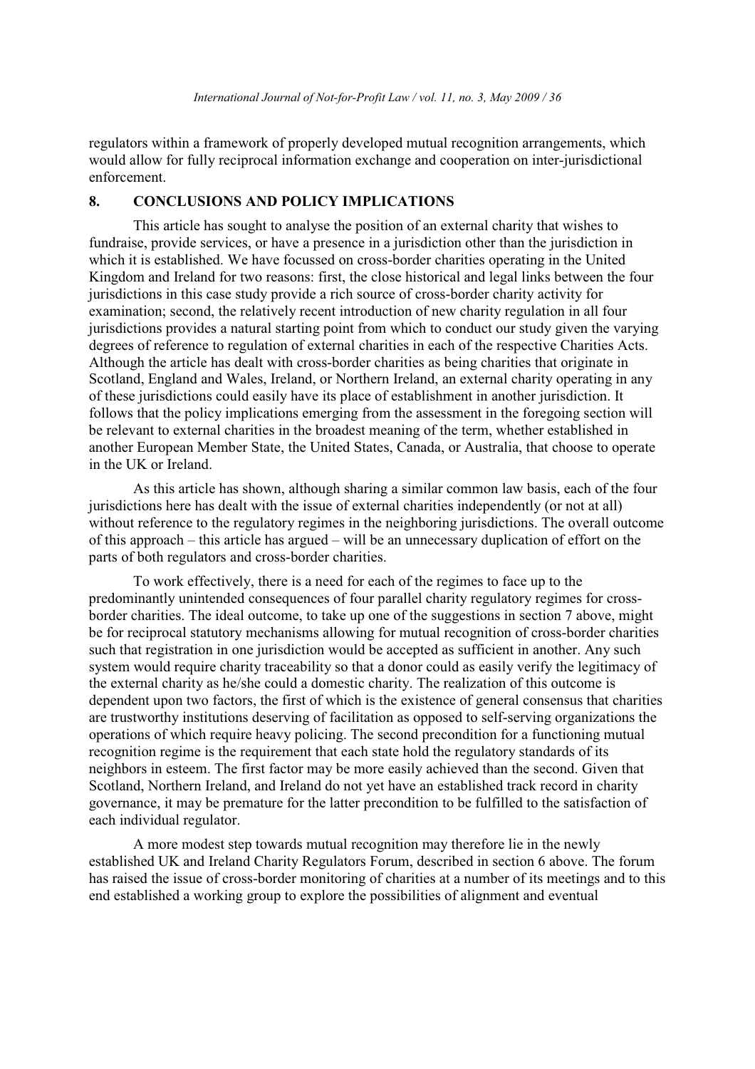regulators within a framework of properly developed mutual recognition arrangements, which would allow for fully reciprocal information exchange and cooperation on inter-jurisdictional enforcement.

## 8. CONCLUSIONS AND POLICY IMPLICATIONS

This article has sought to analyse the position of an external charity that wishes to fundraise, provide services, or have a presence in a jurisdiction other than the jurisdiction in which it is established. We have focussed on cross-border charities operating in the United Kingdom and Ireland for two reasons: first, the close historical and legal links between the four jurisdictions in this case study provide a rich source of cross-border charity activity for examination; second, the relatively recent introduction of new charity regulation in all four jurisdictions provides a natural starting point from which to conduct our study given the varying degrees of reference to regulation of external charities in each of the respective Charities Acts. Although the article has dealt with cross-border charities as being charities that originate in Scotland, England and Wales, Ireland, or Northern Ireland, an external charity operating in any of these jurisdictions could easily have its place of establishment in another jurisdiction. It follows that the policy implications emerging from the assessment in the foregoing section will be relevant to external charities in the broadest meaning of the term, whether established in another European Member State, the United States, Canada, or Australia, that choose to operate in the UK or Ireland.

As this article has shown, although sharing a similar common law basis, each of the four jurisdictions here has dealt with the issue of external charities independently (or not at all) without reference to the regulatory regimes in the neighboring jurisdictions. The overall outcome of this approach – this article has argued – will be an unnecessary duplication of effort on the parts of both regulators and cross-border charities.

To work effectively, there is a need for each of the regimes to face up to the predominantly unintended consequences of four parallel charity regulatory regimes for cross-border charities. The ideal outcome, to take up one of the suggestions in section 7 above, might be for reciprocal statutory mechanisms allowing for mutual recognition of cross-border charities such that registration in one jurisdiction would be accepted as sufficient in another. Any such system would require charity traceability so that a donor could as easily verify the legitimacy of the external charity as he/she could a domestic charity. The realization of this outcome is dependent upon two factors, the first of which is the existence of general consensus that charities are trustworthy institutions deserving of facilitation as opposed to self-serving organizations the operations of which require heavy policing. The second precondition for a functioning mutual recognition regime is the requirement that each state hold the regulatory standards of its neighbors in esteem. The first factor may be more easily achieved than the second. Given that Scotland, Northern Ireland, and Ireland do not yet have an established track record in charity governance, it may be premature for the latter precondition to be fulfilled to the satisfaction of each individual regulator.

A more modest step towards mutual recognition may therefore lie in the newly established UK and Ireland Charity Regulators Forum, described in section 6 above. The forum has raised the issue of cross-border monitoring of charities at a number of its meetings and to this end established a working group to explore the possibilities of alignment and eventual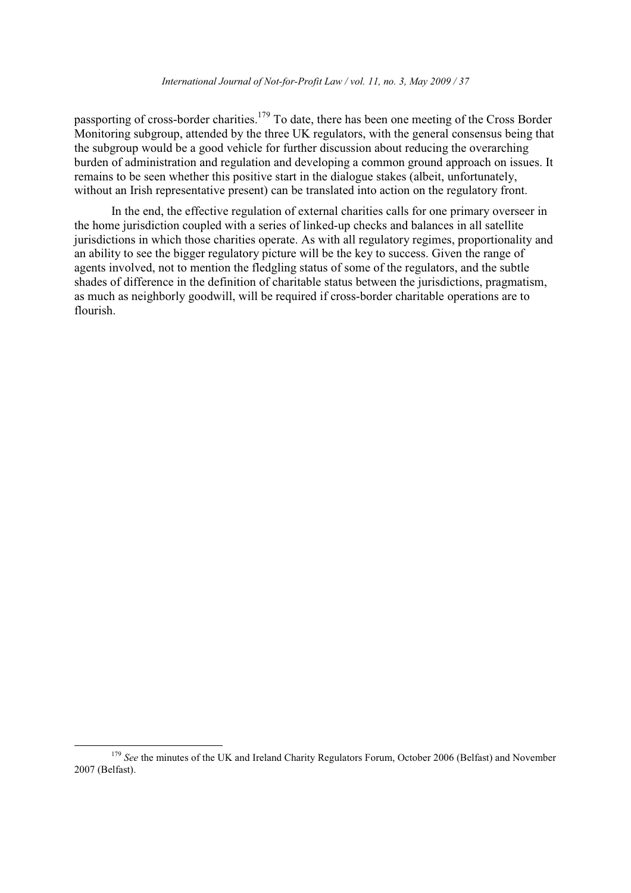passporting of cross-border charities.[179] To date, there has been one meeting of the Cross Border Monitoring subgroup, attended by the three UK regulators, with the general consensus being that the subgroup would be a good vehicle for further discussion about reducing the overarching burden of administration and regulation and developing a common ground approach on issues. It remains to be seen whether this positive start in the dialogue stakes (albeit, unfortunately, without an Irish representative present) can be translated into action on the regulatory front.

In the end, the effective regulation of external charities calls for one primary overseer in the home jurisdiction coupled with a series of linked-up checks and balances in all satellite jurisdictions in which those charities operate. As with all regulatory regimes, proportionality and an ability to see the bigger regulatory picture will be the key to success. Given the range of agents involved, not to mention the fledgling status of some of the regulators, and the subtle shades of difference in the definition of charitable status between the jurisdictions, pragmatism, as much as neighborly goodwill, will be required if cross-border charitable operations are to flourish.

---

[179] *See* the minutes of the UK and Ireland Charity Regulators Forum, October 2006 (Belfast) and November 2007 (Belfast).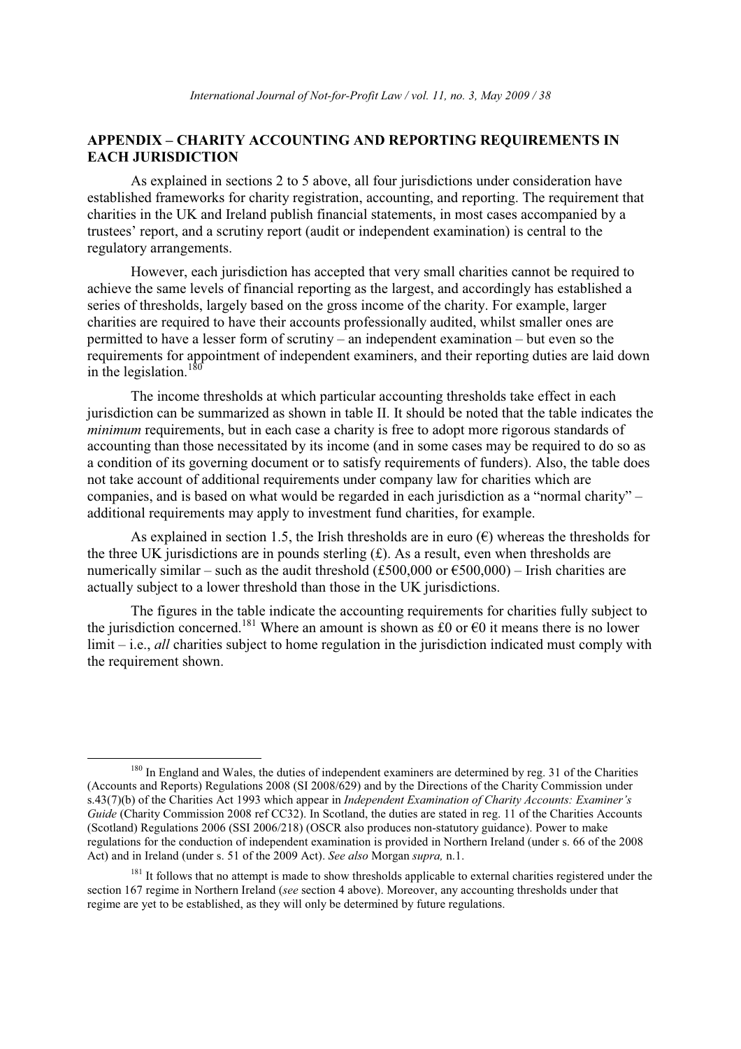## APPENDIX – CHARITY ACCOUNTING AND REPORTING REQUIREMENTS IN EACH JURISDICTION

As explained in sections 2 to 5 above, all four jurisdictions under consideration have established frameworks for charity registration, accounting, and reporting. The requirement that charities in the UK and Ireland publish financial statements, in most cases accompanied by a trustees' report, and a scrutiny report (audit or independent examination) is central to the regulatory arrangements.

However, each jurisdiction has accepted that very small charities cannot be required to achieve the same levels of financial reporting as the largest, and accordingly has established a series of thresholds, largely based on the gross income of the charity. For example, larger charities are required to have their accounts professionally audited, whilst smaller ones are permitted to have a lesser form of scrutiny – an independent examination – but even so the requirements for appointment of independent examiners, and their reporting duties are laid down in the legislation.[180]

The income thresholds at which particular accounting thresholds take effect in each jurisdiction can be summarized as shown in table II. It should be noted that the table indicates the *minimum* requirements, but in each case a charity is free to adopt more rigorous standards of accounting than those necessitated by its income (and in some cases may be required to do so as a condition of its governing document or to satisfy requirements of funders). Also, the table does not take account of additional requirements under company law for charities which are companies, and is based on what would be regarded in each jurisdiction as a "normal charity" – additional requirements may apply to investment fund charities, for example.

As explained in section 1.5, the Irish thresholds are in euro (€) whereas the thresholds for the three UK jurisdictions are in pounds sterling (£). As a result, even when thresholds are numerically similar – such as the audit threshold (£500,000 or €500,000) – Irish charities are actually subject to a lower threshold than those in the UK jurisdictions.

The figures in the table indicate the accounting requirements for charities fully subject to the jurisdiction concerned.[181] Where an amount is shown as £0 or €0 it means there is no lower limit – i.e., *all* charities subject to home regulation in the jurisdiction indicated must comply with the requirement shown.

---

[180] In England and Wales, the duties of independent examiners are determined by reg. 31 of the Charities (Accounts and Reports) Regulations 2008 (SI 2008/629) and by the Directions of the Charity Commission under s.43(7)(b) of the Charities Act 1993 which appear in *Independent Examination of Charity Accounts: Examiner's Guide* (Charity Commission 2008 ref CC32). In Scotland, the duties are stated in reg. 11 of the Charities Accounts (Scotland) Regulations 2006 (SSI 2006/218) (OSCR also produces non-statutory guidance). Power to make regulations for the conduction of independent examination is provided in Northern Ireland (under s. 66 of the 2008 Act) and in Ireland (under s. 51 of the 2009 Act). *See also* Morgan *supra,* n.1.

[181] It follows that no attempt is made to show thresholds applicable to external charities registered under the section 167 regime in Northern Ireland (*see* section 4 above). Moreover, any accounting thresholds under that regime are yet to be established, as they will only be determined by future regulations.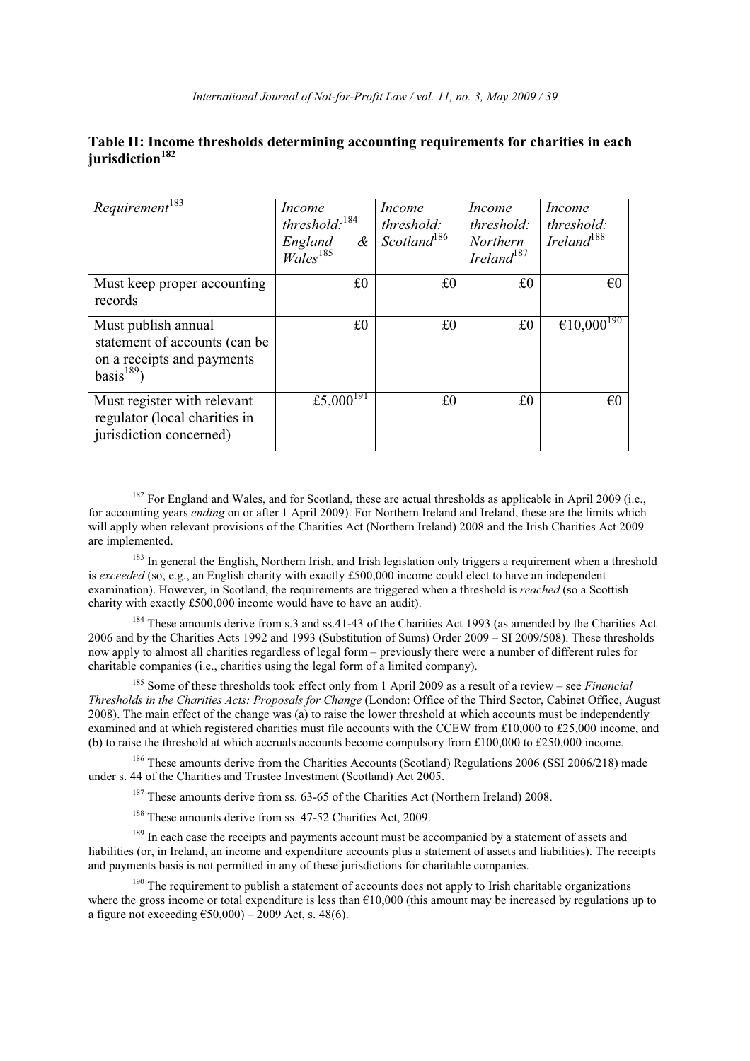**Table II: Income thresholds determining accounting requirements for charities in each jurisdiction[182]**

| *Requirement*[183] | *Income threshold:*[184] *England & Wales*[185] | *Income threshold: Scotland*[186] | *Income threshold: Northern Ireland*[187] | *Income threshold: Ireland*[188] |
|---|---|---|---|---|
| Must keep proper accounting records | £0 | £0 | £0 | €0 |
| Must publish annual statement of accounts (can be on a receipts and payments basis[189]) | £0 | £0 | £0 | €10,000[190] |
| Must register with relevant regulator (local charities in jurisdiction concerned) | £5,000[191] | £0 | £0 | €0 |

[182] For England and Wales, and for Scotland, these are actual thresholds as applicable in April 2009 (i.e., for accounting years *ending* on or after 1 April 2009). For Northern Ireland and Ireland, these are the limits which will apply when relevant provisions of the Charities Act (Northern Ireland) 2008 and the Irish Charities Act 2009 are implemented.

[183] In general the English, Northern Irish, and Irish legislation only triggers a requirement when a threshold is *exceeded* (so, e.g., an English charity with exactly £500,000 income could elect to have an independent examination). However, in Scotland, the requirements are triggered when a threshold is *reached* (so a Scottish charity with exactly £500,000 income would have to have an audit).

[184] These amounts derive from s.3 and ss.41-43 of the Charities Act 1993 (as amended by the Charities Act 2006 and by the Charities Acts 1992 and 1993 (Substitution of Sums) Order 2009 – SI 2009/508). These thresholds now apply to almost all charities regardless of legal form – previously there were a number of different rules for charitable companies (i.e., charities using the legal form of a limited company).

[185] Some of these thresholds took effect only from 1 April 2009 as a result of a review – see *Financial Thresholds in the Charities Acts: Proposals for Change* (London: Office of the Third Sector, Cabinet Office, August 2008). The main effect of the change was (a) to raise the lower threshold at which accounts must be independently examined and at which registered charities must file accounts with the CCEW from £10,000 to £25,000 income, and (b) to raise the threshold at which accruals accounts become compulsory from £100,000 to £250,000 income.

[186] These amounts derive from the Charities Accounts (Scotland) Regulations 2006 (SSI 2006/218) made under s. 44 of the Charities and Trustee Investment (Scotland) Act 2005.

[187] These amounts derive from ss. 63-65 of the Charities Act (Northern Ireland) 2008.

[188] These amounts derive from ss. 47-52 Charities Act, 2009.

[189] In each case the receipts and payments account must be accompanied by a statement of assets and liabilities (or, in Ireland, an income and expenditure accounts plus a statement of assets and liabilities). The receipts and payments basis is not permitted in any of these jurisdictions for charitable companies.

[190] The requirement to publish a statement of accounts does not apply to Irish charitable organizations where the gross income or total expenditure is less than €10,000 (this amount may be increased by regulations up to a figure not exceeding €50,000) – 2009 Act, s. 48(6).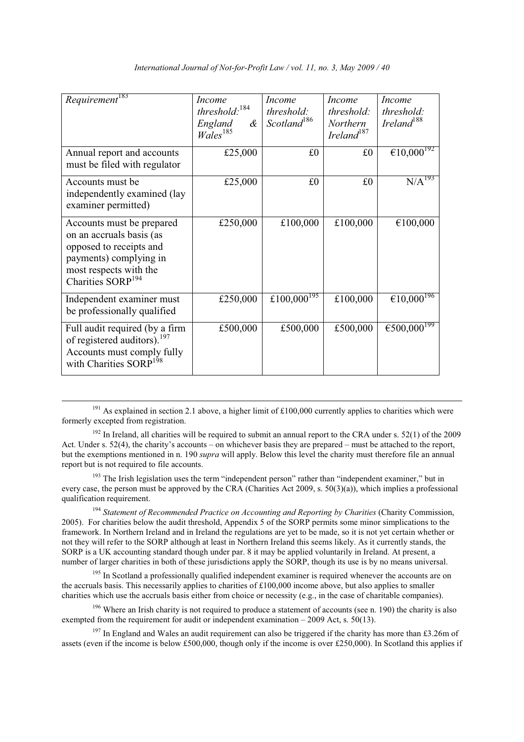| *Requirement*[183] | *Income threshold:*[184] *England & Wales*[185] | *Income threshold: Scotland*[186] | *Income threshold: Northern Ireland*[187] | *Income threshold: Ireland*[188] |
|---|---|---|---|---|
| Annual report and accounts must be filed with regulator | £25,000 | £0 | £0 | €10,000[192] |
| Accounts must be independently examined (lay examiner permitted) | £25,000 | £0 | £0 | N/A[193] |
| Accounts must be prepared on an accruals basis (as opposed to receipts and payments) complying in most respects with the Charities SORP[194] | £250,000 | £100,000 | £100,000 | €100,000 |
| Independent examiner must be professionally qualified | £250,000 | £100,000[195] | £100,000 | €10,000[196] |
| Full audit required (by a firm of registered auditors).[197] Accounts must comply fully with Charities SORP[198] | £500,000 | £500,000 | £500,000 | €500,000[199] |

[191] As explained in section 2.1 above, a higher limit of £100,000 currently applies to charities which were formerly excepted from registration.

[192] In Ireland, all charities will be required to submit an annual report to the CRA under s. 52(1) of the 2009 Act. Under s. 52(4), the charity's accounts – on whichever basis they are prepared – must be attached to the report, but the exemptions mentioned in n. 190 *supra* will apply. Below this level the charity must therefore file an annual report but is not required to file accounts.

[193] The Irish legislation uses the term "independent person" rather than "independent examiner," but in every case, the person must be approved by the CRA (Charities Act 2009, s. 50(3)(a)), which implies a professional qualification requirement.

[194] *Statement of Recommended Practice on Accounting and Reporting by Charities* (Charity Commission, 2005). For charities below the audit threshold, Appendix 5 of the SORP permits some minor simplications to the framework. In Northern Ireland and in Ireland the regulations are yet to be made, so it is not yet certain whether or not they will refer to the SORP although at least in Northern Ireland this seems likely. As it currently stands, the SORP is a UK accounting standard though under par. 8 it may be applied voluntarily in Ireland. At present, a number of larger charities in both of these jurisdictions apply the SORP, though its use is by no means universal.

[195] In Scotland a professionally qualified independent examiner is required whenever the accounts are on the accruals basis. This necessarily applies to charities of £100,000 income above, but also applies to smaller charities which use the accruals basis either from choice or necessity (e.g., in the case of charitable companies).

[196] Where an Irish charity is not required to produce a statement of accounts (see n. 190) the charity is also exempted from the requirement for audit or independent examination – 2009 Act, s. 50(13).

[197] In England and Wales an audit requirement can also be triggered if the charity has more than £3.26m of assets (even if the income is below £500,000, though only if the income is over £250,000). In Scotland this applies if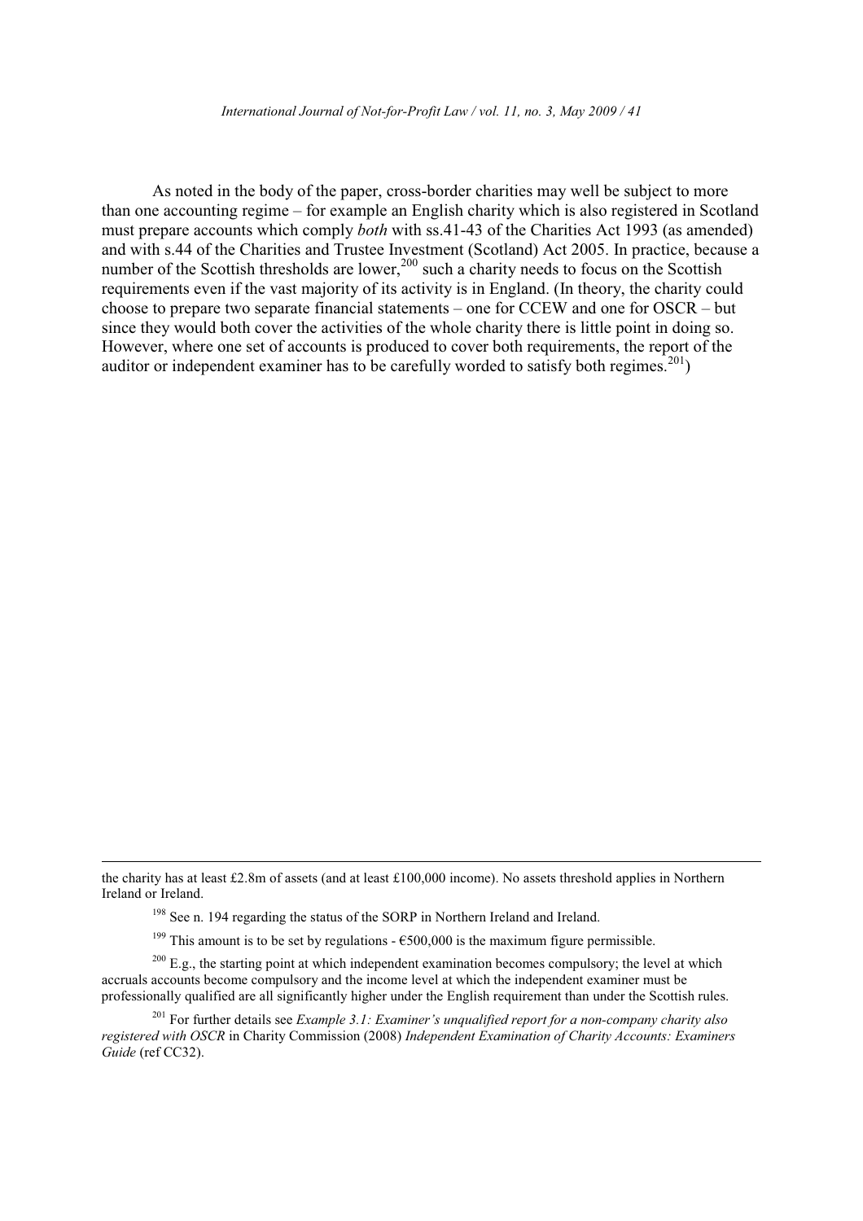As noted in the body of the paper, cross-border charities may well be subject to more than one accounting regime – for example an English charity which is also registered in Scotland must prepare accounts which comply *both* with ss.41-43 of the Charities Act 1993 (as amended) and with s.44 of the Charities and Trustee Investment (Scotland) Act 2005. In practice, because a number of the Scottish thresholds are lower,[200] such a charity needs to focus on the Scottish requirements even if the vast majority of its activity is in England. (In theory, the charity could choose to prepare two separate financial statements – one for CCEW and one for OSCR – but since they would both cover the activities of the whole charity there is little point in doing so. However, where one set of accounts is produced to cover both requirements, the report of the auditor or independent examiner has to be carefully worded to satisfy both regimes.[201])

---

the charity has at least £2.8m of assets (and at least £100,000 income). No assets threshold applies in Northern Ireland or Ireland.

[198] See n. 194 regarding the status of the SORP in Northern Ireland and Ireland.

[199] This amount is to be set by regulations - €500,000 is the maximum figure permissible.

[200] E.g., the starting point at which independent examination becomes compulsory; the level at which accruals accounts become compulsory and the income level at which the independent examiner must be professionally qualified are all significantly higher under the English requirement than under the Scottish rules.

[201] For further details see *Example 3.1: Examiner's unqualified report for a non-company charity also registered with OSCR* in Charity Commission (2008) *Independent Examination of Charity Accounts: Examiners Guide* (ref CC32).